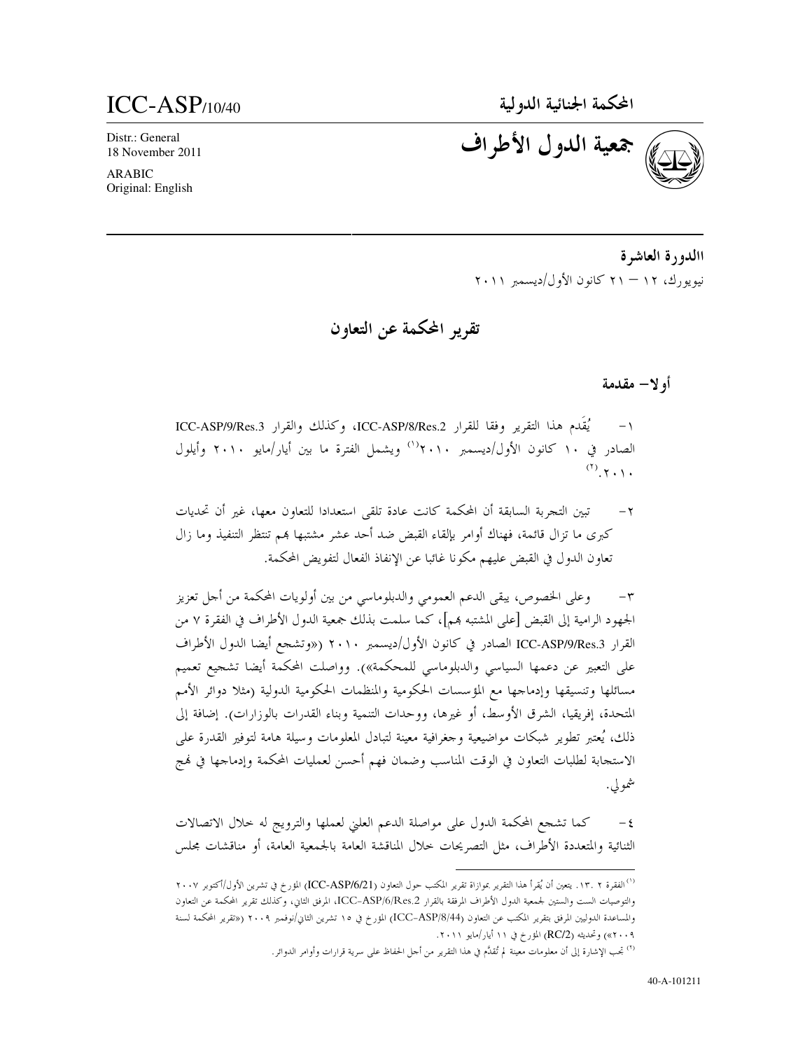ICC-ASP/10/40

Distr.: General
18 November 2011

ARABIC
Original: English

المحكمة الجنائية الدولية

# جمعية الدول الأطراف

**االدورة العاشرة**

نيويورك، ١٢ – ٢١ كانون الأول/ديسمبر ٢٠١١

## تقرير المحكمة عن التعاون

### أولا– مقدمة

١– يُقَدم هذا التقرير وفقا للقرار ICC-ASP/8/Res.2، وكذلك والقرار ICC-ASP/9/Res.3 الصادر في ١٠ كانون الأول/ديسمبر ٢٠١٠[1] ويشمل الفترة ما بين أيار/مايو ٢٠١٠ وأيلول ٢٠١٠.[2]

٢– تبين التجربة السابقة أن المحكمة كانت عادة تلقى استعدادا للتعاون معها، غير أن تحديات كبرى ما تزال قائمة، فهناك أوامر بإلقاء القبض ضد أحد عشر مشتبها بهم تنتظر التنفيذ وما زال تعاون الدول في القبض عليهم مكونا غائبا عن الإنفاذ الفعال لتفويض المحكمة.

٣– وعلى الخصوص، يبقى الدعم العمومي والدبلوماسي من بين أولويات المحكمة من أجل تعزيز الجهود الرامية إلى القبض [على المشتبه بهم]، كما سلمت بذلك جمعية الدول الأطراف في الفقرة ٧ من القرار ICC-ASP/9/Res.3 الصادر في كانون الأول/ديسمبر ٢٠١٠ («وتشجع أيضا الدول الأطراف على التعبير عن دعمها السياسي والدبلوماسي للمحكمة»). وواصلت المحكمة أيضا تشجيع تعميم مسائلها وتنسيقها وإدماجها مع المؤسسات الحكومية والمنظمات الحكومية الدولية (مثلا دوائر الأمم المتحدة، إفريقيا، الشرق الأوسط، أو غيرها، ووحدات التنمية وبناء القدرات بالوزارات). إضافة إلى ذلك، يُعتبر تطوير شبكات مواضيعية وجغرافية معينة لتبادل المعلومات وسيلة هامة لتوفير القدرة على الاستجابة لطلبات التعاون في الوقت المناسب وضمان فهم أحسن لعمليات المحكمة وإدماجها في نهج شمولي.

٤– كما تشجع المحكمة الدول على مواصلة الدعم العلني لعملها والترويج له خلال الاتصالات الثنائية والمتعددة الأطراف، مثل التصريحات خلال المناقشة العامة بالجمعية العامة، أو مناقشات مجلس

---

[1] الفقرة ٢ .١٣. يتعين أن يُقرأ هذا التقرير بموازاة تقرير المكتب حول التعاون (ICC-ASP/6/21) المؤرخ في تشرين الأول/أكتوبر ٢٠٠٧ والتوصيات الست والستين لجمعية الدول الأطراف المرفقة بالقرار ICC-ASP/6/Res.2، المرفق الثاني، وكذلك تقرير المحكمة عن التعاون والمساعدة الدوليين المرفق بتقرير المكتب عن التعاون (ICC-ASP/8/44) المؤرخ في ١٥ تشرين الثاني/نوفمبر ٢٠٠٩ («تقرير المحكمة لسنة ٢٠٠٩») وتحديثه (RC/2) المؤرخ في ١١ أيار/مايو ٢٠١١.

[2] تجب الإشارة إلى أن معلومات معينة لم تُقدَّم في هذا التقرير من أجل الحفاظ على سرية قرارات وأوامر الدوائر.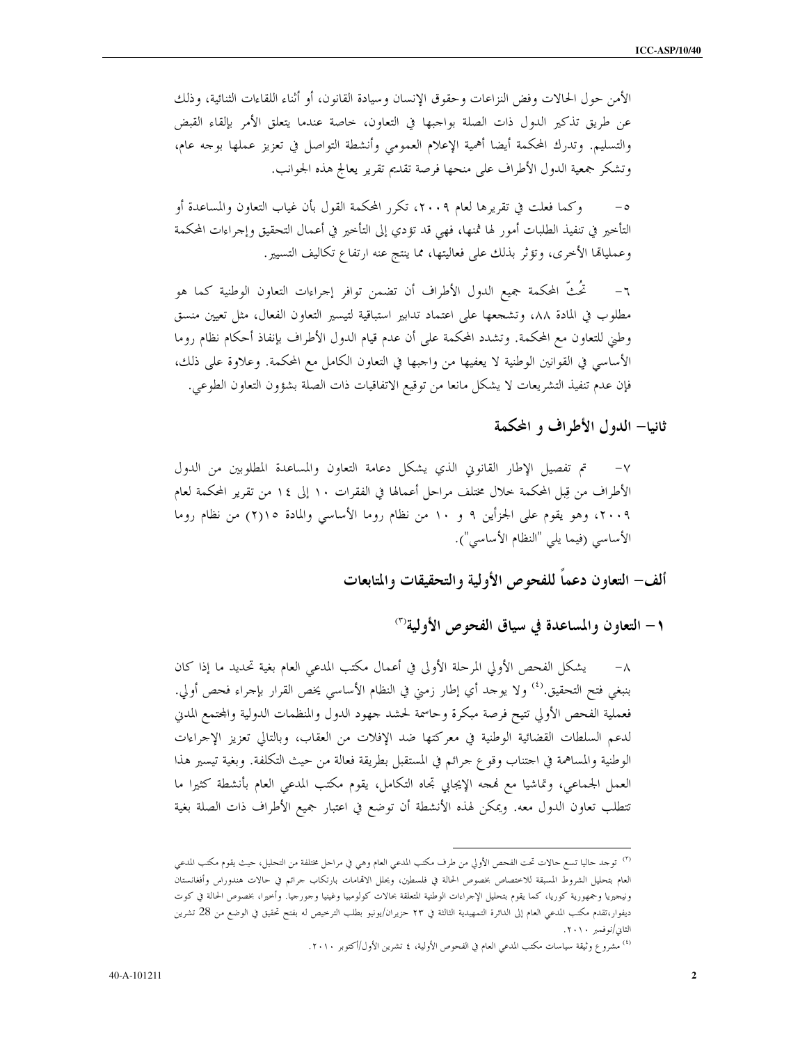الأمن حول الحالات وفض النزاعات وحقوق الإنسان وسيادة القانون، أو أثناء اللقاءات الثنائية، وذلك عن طريق تذكير الدول ذات الصلة بواجبها في التعاون، خاصة عندما يتعلق الأمر بإلقاء القبض والتسليم. وتدرك المحكمة أيضا أهمية الإعلام العمومي وأنشطة التواصل في تعزيز عملها بوجه عام، وتشكر جمعية الدول الأطراف على منحها فرصة تقديم تقرير يعالج هذه الجوانب.

٥- وكما فعلت في تقريرها لعام ٢٠٠٩، تكرر المحكمة القول بأن غياب التعاون والمساعدة أو التأخير في تنفيذ الطلبات أمور لها ثمنها، فهي قد تؤدي إلى التأخير في أعمال التحقيق وإجراءات المحكمة وعملياتها الأخرى، وتؤثر بذلك على فعاليتها، مما ينتج عنه ارتفاع تكاليف التسيير.

٦- تحُثّ المحكمة جميع الدول الأطراف أن تضمن توافر إجراءات التعاون الوطنية كما هو مطلوب في المادة ٨٨، وتشجعها على اعتماد تدابير استباقية لتيسير التعاون الفعال، مثل تعيين منسق وطني للتعاون مع المحكمة. وتشدد المحكمة على أن عدم قيام الدول الأطراف بإنفاذ أحكام نظام روما الأساسي في القوانين الوطنية لا يعفيها من واجبها في التعاون الكامل مع المحكمة. وعلاوة على ذلك، فإن عدم تنفيذ التشريعات لا يشكل مانعا من توقيع الاتفاقيات ذات الصلة بشؤون التعاون الطوعي.

## ثانيا- الدول الأطراف و المحكمة

٧- تم تفصيل الإطار القانوني الذي يشكل دعامة التعاون والمساعدة المطلوبين من الدول الأطراف من قِبل المحكمة خلال مختلف مراحل أعمالها في الفقرات ١٠ إلى ١٤ من تقرير المحكمة لعام ٢٠٠٩، وهو يقوم على الجزأين ٩ و ١٠ من نظام روما الأساسي والمادة ١٥(٢) من نظام روما الأساسي (فيما يلي "النظام الأساسي").

### ألف- التعاون دعماً للفحوص الأولية والتحقيقات والمتابعات

#### ١- التعاون والمساعدة في سياق الفحوص الأولية[٣]

٨- يشكل الفحص الأولي المرحلة الأولى في أعمال مكتب المدعي العام بغية تحديد ما إذا كان ينبغي فتح التحقيق.[٤] ولا يوجد أي إطار زمني في النظام الأساسي يخص القرار بإجراء فحص أولي. فعملية الفحص الأولي تتيح فرصة مبكرة وحاسمة لحشد جهود الدول والمنظمات الدولية والمجتمع المدني لدعم السلطات القضائية الوطنية في معركتها ضد الإفلات من العقاب، وبالتالي تعزيز الإجراءات الوطنية والمساهمة في اجتناب وقوع جرائم في المستقبل بطريقة فعالة من حيث التكلفة. وبغية تيسير هذا العمل الجماعي، وتماشيا مع نهجه الإيجابي تجاه التكامل، يقوم مكتب المدعي العام بأنشطة كثيرا ما تتطلب تعاون الدول معه. ويمكن لهذه الأنشطة أن توضع في اعتبار جميع الأطراف ذات الصلة بغية

---

[٣] توجد حاليا تسع حالات تحت الفحص الأولي من طرف مكتب المدعي العام وهي في مراحل مختلفة من التحليل، حيث يقوم مكتب المدعي العام بتحليل الشروط المسبقة للاختصاص بخصوص الحالة في فلسطين، ويحلل الاتهامات بارتكاب جرائم في حالات هندوراس وأفغانستان ونيجيريا وجمهورية كوريا، كما يقوم بتحليل الإجراءات الوطنية المتعلقة بحالات كولومبيا وغينيا وجورجيا. وأخيرا، بخصوص الحالة في كوت ديفوار، تقدم مكتب المدعي العام إلى الدائرة التمهيدية الثالثة في ٢٣ حزيران/يونيو بطلب الترخيص له بفتح تحقيق في الوضع من 28 تشرين الثاني/نوفمبر ٢٠١٠.

[٤] مشروع وثيقة سياسات مكتب المدعي العام في الفحوص الأولية، ٤ تشرين الأول/أكتوبر ٢٠١٠.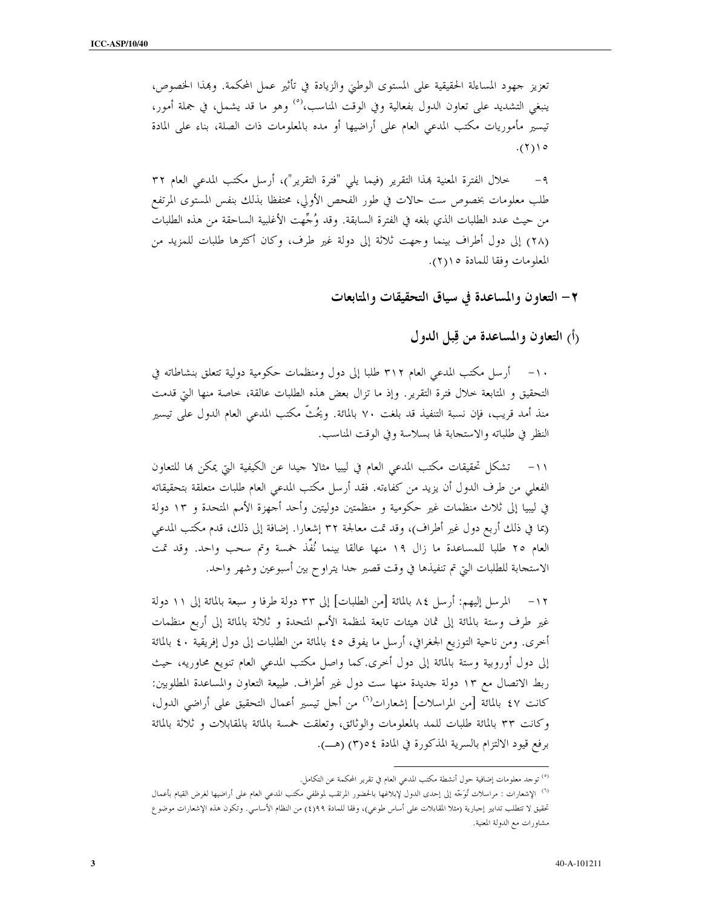تعزيز جهود المساءلة الحقيقية على المستوى الوطني والزيادة في تأثير عمل المحكمة. وبهذا الخصوص، ينبغي التشديد على تعاون الدول بفعالية وفي الوقت المناسب،[٥] وهو ما قد يشمل، في جملة أمور، تيسير مأموريات مكتب المدعي العام على أراضيها أو مده بالمعلومات ذات الصلة، بناء على المادة ١٥(٢).

٩- خلال الفترة المعنية بهذا التقرير (فيما يلي "فترة التقرير")، أرسل مكتب المدعي العام ٣٢ طلب معلومات بخصوص ست حالات في طور الفحص الأولي، محتفظا بذلك بنفس المستوى المرتفع من حيث عدد الطلبات الذي بلغه في الفترة السابقة. وقد وُجِّهت الأغلبية الساحقة من هذه الطلبات (٢٨) إلى دول أطراف بينما وجهت ثلاثة إلى دولة غير طرف، وكان أكثرها طلبات للمزيد من المعلومات وفقا للمادة ١٥(٢).

## ٢- التعاون والمساعدة في سياق التحقيقات والمتابعات

### (أ) التعاون والمساعدة من قِبل الدول

١٠- أرسل مكتب المدعي العام ٣١٢ طلبا إلى دول ومنظمات حكومية دولية تتعلق بنشاطاته في التحقيق و المتابعة خلال فترة التقرير. وإذ ما تزال بعض هذه الطلبات عالقة، خاصة منها التي قدمت منذ أمد قريب، فإن نسبة التنفيذ قد بلغت ٧٠ بالمائة. ويحُثّ مكتب المدعي العام الدول على تيسير النظر في طلباته والاستجابة لها بسلاسة وفي الوقت المناسب.

١١- تشكل تحقيقات مكتب المدعي العام في ليبيا مثالا جيدا عن الكيفية التي يمكن بها للتعاون الفعلي من طرف الدول أن يزيد من كفاءته. فقد أرسل مكتب المدعي العام طلبات متعلقة بتحقيقاته في ليبيا إلى ثلاث منظمات غير حكومية و منظمتين دوليتين وأحد أجهزة الأمم المتحدة و ١٣ دولة (بما في ذلك أربع دول غير أطراف)، وقد تمت معالجة ٣٢ إشعارا. إضافة إلى ذلك، قدم مكتب المدعي العام ٢٥ طلبا للمساعدة ما زال ١٩ منها عالقا بينما نُفِّذ خمسة وتم سحب واحد. وقد تمت الاستجابة للطلبات التي تم تنفيذها في وقت قصير جدا يتراوح بين أسبوعين وشهر واحد.

١٢- المرسل إليهم: أرسل ٨٤ بالمائة [من الطلبات] إلى ٣٣ دولة طرفا و سبعة بالمائة إلى ١١ دولة غير طرف وستة بالمائة إلى ثمان هيئات تابعة لمنظمة الأمم المتحدة و ثلاثة بالمائة إلى أربع منظمات أخرى. ومن ناحية التوزيع الجغرافي، أرسل ما يفوق ٤٥ بالمائة من الطلبات إلى دول إفريقية ٤٠ بالمائة إلى دول أوروبية وستة بالمائة إلى دول أخرى.كما واصل مكتب المدعي العام تنويع محاوريه، حيث ربط الاتصال مع ١٣ دولة جديدة منها ست دول غير أطراف. طبيعة التعاون والمساعدة المطلوبين: كانت ٤٧ بالمائة [من المراسلات] إشعارات[٦] من أجل تيسير أعمال التحقيق على أراضي الدول، وكانت ٣٣ بالمائة طلبات للمد بالمعلومات والوثائق، وتعلقت خمسة بالمائة بالمقابلات و ثلاثة بالمائة برفع قيود الالتزام بالسرية المذكورة في المادة ٥٤(٣) (هـ).

---

[٥] توجد معلومات إضافية حول أنشطة مكتب المدعي العام في تقرير المحكمة عن التكامل.

[٦] الإشعارات : مراسلات تُوَجّه إلى إحدى الدول لإبلاغها بالحضور المرتقب لموظفي مكتب المدعي العام على أراضيها لغرض القيام بأعمال تحقيق لا تتطلب تدابير إجبارية (مثلا المقابلات على أساس طوعي)، وفقا للمادة ٩٩(٤) من النظام الأساسي. وتكون هذه الإشعارات موضوع مشاورات مع الدولة المعنية.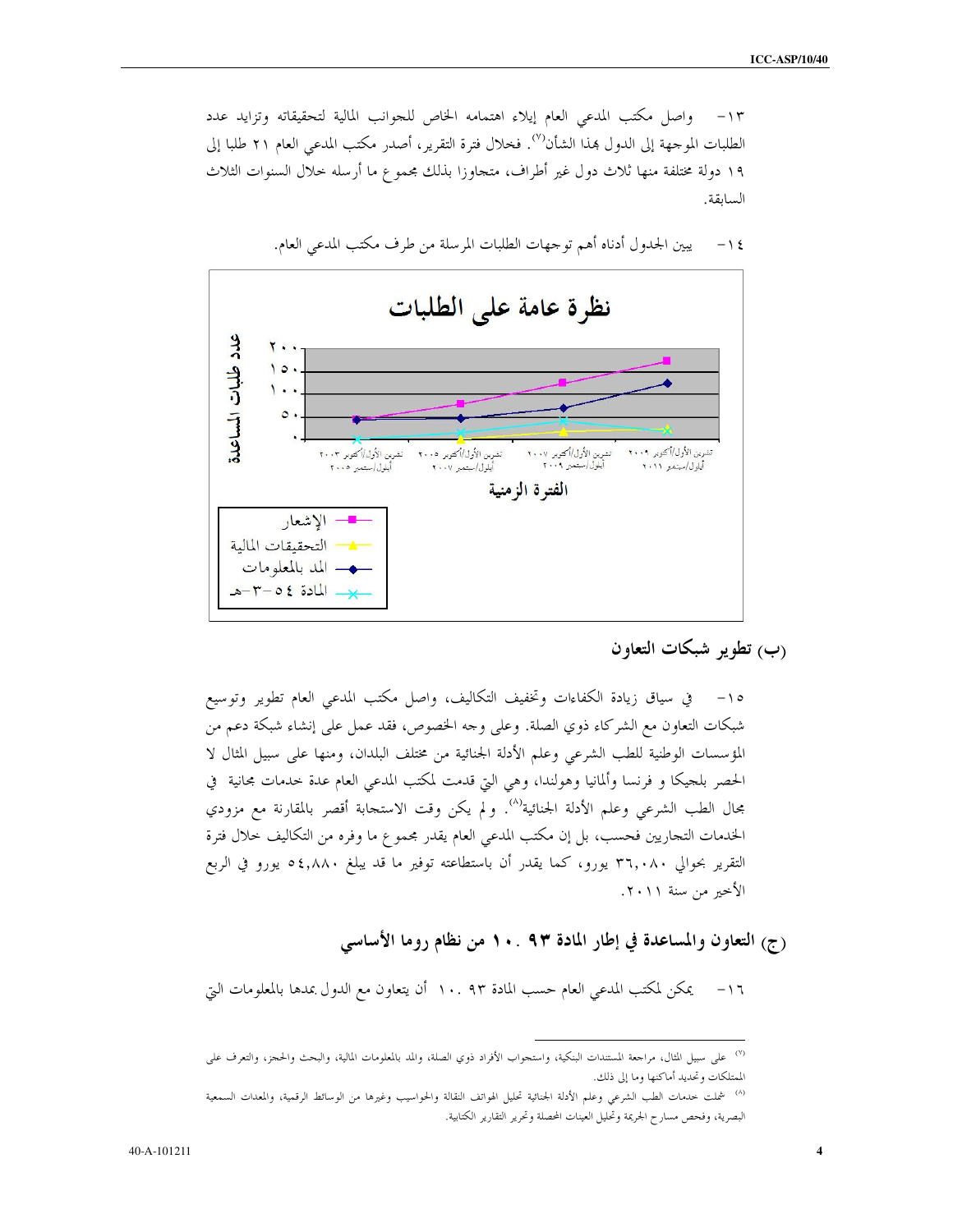١٣- واصل مكتب المدعي العام إيلاء اهتمامه الخاص للجوانب المالية لتحقيقاته وتزايد عدد الطلبات الموجهة إلى الدول بهذا الشأن[٧]. فخلال فترة التقرير، أصدر مكتب المدعي العام ٢١ طلبا إلى ١٩ دولة مختلفة منها ثلاث دول غير أطراف، متجاوزا بذلك مجموع ما أرسله خلال السنوات الثلاث السابقة.

١٤- يبين الجدول أدناه أهم توجهات الطلبات المرسلة من طرف مكتب المدعي العام.

**نظرة عامة على الطلبات**

عدد طلبات المساعدة: ٠ – ٥٠ – ١٠٠ – ١٥٠ – ٢٠٠

الفترة الزمنية: تشرين الأول/أكتوبر ٢٠٠٣ أيلول/سبتمبر ٢٠٠٥ – تشرين الأول/أكتوبر ٢٠٠٥ أيلول/سبتمبر ٢٠٠٧ – تشرين الأول/أكتوبر ٢٠٠٧ أيلول/سبتمبر ٢٠٠٩ – تشرين الأول/أكتوبر ٢٠٠٩ أيلول/سبتمبر ٢٠١١

- الإشعار
- التحقيقات المالية
- المد بالمعلومات
- المادة ٥٤-٣-هـ

## (ب) تطوير شبكات التعاون

١٥- في سياق زيادة الكفاءات وتخفيف التكاليف، واصل مكتب المدعي العام تطوير وتوسيع شبكات التعاون مع الشركاء ذوي الصلة. وعلى وجه الخصوص، فقد عمل على إنشاء شبكة دعم من المؤسسات الوطنية للطب الشرعي وعلم الأدلة الجنائية من مختلف البلدان، ومنها على سبيل المثال لا الحصر بلجيكا و فرنسا وألمانيا وهولندا، وهي التي قدمت لمكتب المدعي العام عدة خدمات مجانية في مجال الطب الشرعي وعلم الأدلة الجنائية[٨]. و لم يكن وقت الاستجابة أقصر بالمقارنة مع مزودي الخدمات التجاريين فحسب، بل إن مكتب المدعي العام يقدر مجموع ما وفره من التكاليف خلال فترة التقرير بحوالي ٣٦،٠٨٠ يورو، كما يقدر أن باستطاعته توفير ما قد يبلغ ٥٤،٨٨٠ يورو في الربع الأخير من سنة ٢٠١١.

## (ج) التعاون والمساعدة في إطار المادة ٩٣ .١٠ من نظام روما الأساسي

١٦- يمكن لمكتب المدعي العام حسب المادة ٩٣ .١٠ أن يتعاون مع الدول بمدها بالمعلومات التي

---

[٧] على سبيل المثال، مراجعة المستندات البنكية، واستجواب الأفراد ذوي الصلة، والمد بالمعلومات المالية، والبحث والحجز، والتعرف على الممتلكات وتحديد أماكنها وما إلى ذلك.

[٨] شملت خدمات الطب الشرعي وعلم الأدلة الجنائية تحليل الهواتف النقالة والحواسيب وغيرها من الوسائط الرقمية، والمعدات السمعية البصرية، وفحص مسارح الجريمة وتحليل العينات المحصلة وتحرير التقارير الكتابية.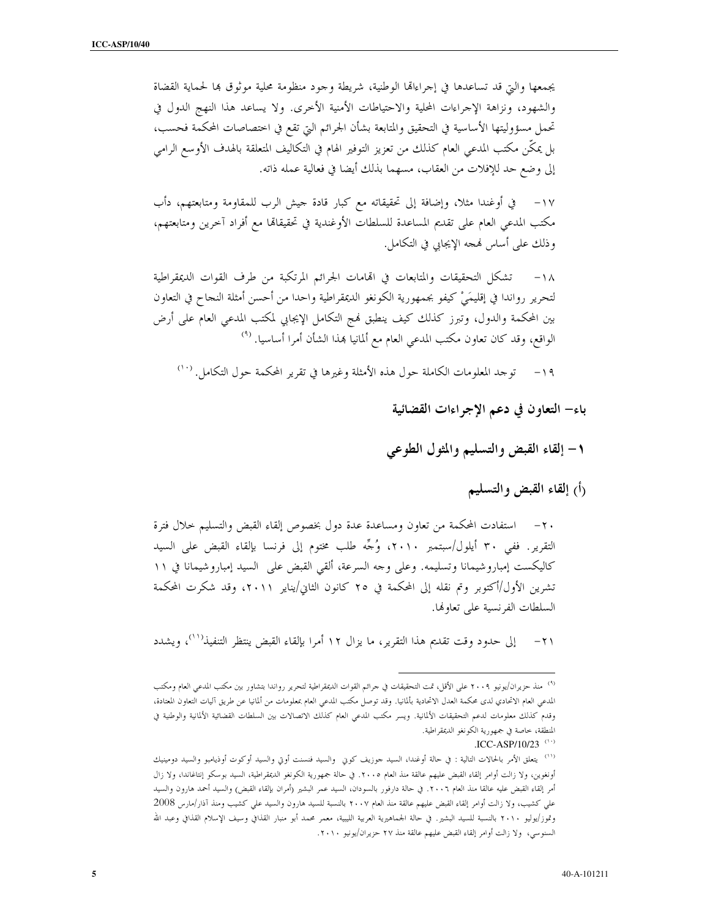يجمعها والتي قد تساعدها في إجراءاتها الوطنية، شريطة وجود منظومة محلية موثوق بها لحماية القضاة والشهود، ونزاهة الإجراءات المحلية والاحتياطات الأمنية الأخرى. ولا يساعد هذا النهج الدول في تحمل مسؤوليتها الأساسية في التحقيق والمتابعة بشأن الجرائم التي تقع في اختصاصات المحكمة فحسب، بل يمكّن مكتب المدعي العام كذلك من تعزيز التوفير الهام في التكاليف المتعلقة بالهدف الأوسع الرامي إلى وضع حد للإفلات من العقاب، مسهما بذلك أيضا في فعالية عمله ذاته.

١٧- في أوغندا مثلا، وإضافة إلى تحقيقاته مع كبار قادة جيش الرب للمقاومة ومتابعتهم، دأب مكتب المدعي العام على تقديم المساعدة للسلطات الأوغندية في تحقيقاتها مع أفراد آخرين ومتابعتهم، وذلك على أساس نهجه الإيجابي في التكامل.

١٨- تشكل التحقيقات والمتابعات في اتهامات الجرائم المرتكبة من طرف القوات الديمقراطية لتحرير رواندا في إقليمَيْ كيفو بجمهورية الكونغو الديمقراطية واحدا من أحسن أمثلة النجاح في التعاون بين المحكمة والدول، وتبرز كذلك كيف ينطبق نهج التكامل الإيجابي لمكتب المدعي العام على أرض الواقع، وقد كان تعاون مكتب المدعي العام مع ألمانيا بهذا الشأن أمرا أساسيا.[(٩)]

١٩- توجد المعلومات الكاملة حول هذه الأمثلة وغيرها في تقرير المحكمة حول التكامل.[(١٠)]

## باء- التعاون في دعم الإجراءات القضائية

### ١- إلقاء القبض والتسليم والمثول الطوعي

#### (أ) إلقاء القبض والتسليم

٢٠- استفادت المحكمة من تعاون ومساعدة عدة دول بخصوص إلقاء القبض والتسليم خلال فترة التقرير. ففي ٣٠ أيلول/سبتمبر ٢٠١٠، وُجِّه طلب مختوم إلى فرنسا بإلقاء القبض على السيد كاليكست إمباروشيمانا وتسليمه. وعلى وجه السرعة، ألقي القبض على السيد إمباروشيمانا في ١١ تشرين الأول/أكتوبر وتم نقله إلى المحكمة في ٢٥ كانون الثاني/يناير ٢٠١١، وقد شكرت المحكمة السلطات الفرنسية على تعاونها.

٢١- إلى حدود وقت تقديم هذا التقرير، ما يزال ١٢ أمرا بإلقاء القبض ينتظر التنفيذ[(١١)]، ويشدد

---

(٩) منذ حزيران/يونيو ٢٠٠٩ على الأقل، تمت التحقيقات في جرائم القوات الديمقراطية لتحرير رواندا بتشاور بين مكتب المدعي العام ومكتب المدعي العام الاتحادي لدى محكمة العدل الاتحادية بألمانيا. وقد توصل مكتب المدعي العام بمعلومات من ألمانيا عن طريق آليات التعاون المعتادة، وقدم كذلك معلومات لدعم التحقيقات الألمانية. ويسر مكتب المدعي العام كذلك الاتصالات بين السلطات القضائية الألمانية والوطنية في المنطقة، خاصة في جمهورية الكونغو الديمقراطية.

(١٠) ICC-ASP/10/23.

(١١) يتعلق الأمر بالحالات التالية : في حالة أوغندا، السيد جوزيف كوني والسيد فنسنت أوتي والسيد أوكوت أوديامبو والسيد دومينيك أونغوين، ولا زالت أوامر إلقاء القبض عليهم عالقة منذ العام ٢٠٠٥. في حالة جمهورية الكونغو الديمقراطية، السيد بوسكو إنتاغاندا، ولا زال أمر إلقاء القبض عليه عالقا منذ العام ٢٠٠٦. في حالة دارفور بالسودان، السيد عمر البشير (أمران بإلقاء القبض) والسيد أحمد هارون والسيد علي كشيب، ولا زالت أوامر إلقاء القبض عليهم عالقة منذ العام ٢٠٠٧ بالنسبة للسيد هارون والسيد علي كشيب ومنذ آذار/مارس 2008 وتموز/يوليو ٢٠١٠ بالنسبة للسيد البشير. في حالة الجماهيرية العربية الليبية، معمر محمد أبو منيار القذافي وسيف الإسلام القذافي وعبد الله السنوسي، ولا زالت أوامر إلقاء القبض عليهم عالقة منذ ٢٧ حزيران/يونيو ٢٠١٠.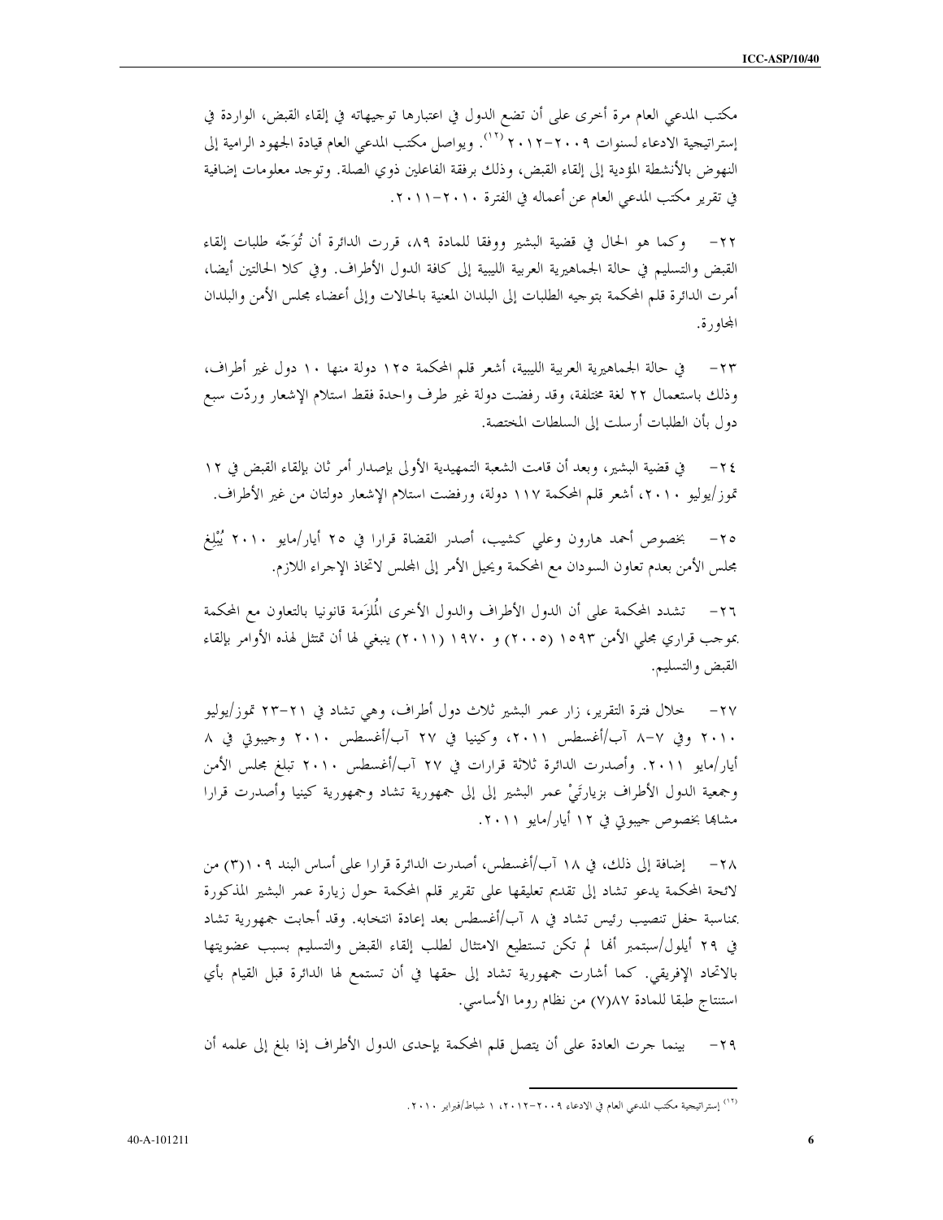مكتب المدعي العام مرة أخرى على أن تضع الدول في اعتبارها توجيهاته في إلقاء القبض، الواردة في إستراتيجية الادعاء لسنوات ٢٠٠٩-٢٠١٢[١٢]. ويواصل مكتب المدعي العام قيادة الجهود الرامية إلى النهوض بالأنشطة المؤدية إلى إلقاء القبض، وذلك برفقة الفاعلين ذوي الصلة. وتوجد معلومات إضافية في تقرير مكتب المدعي العام عن أعماله في الفترة ٢٠١٠-٢٠١١.

٢٢- وكما هو الحال في قضية البشير ووفقا للمادة ٨٩، قررت الدائرة أن تُوَجّه طلبات إلقاء القبض والتسليم في حالة الجماهيرية العربية الليبية إلى كافة الدول الأطراف. وفي كلا الحالتين أيضا، أمرت الدائرة قلم المحكمة بتوجيه الطلبات إلى البلدان المعنية بالحالات وإلى أعضاء مجلس الأمن والبلدان المجاورة.

٢٣- في حالة الجماهيرية العربية الليبية، أشعر قلم المحكمة ١٢٥ دولة منها ١٠ دول غير أطراف، وذلك باستعمال ٢٢ لغة مختلفة، وقد رفضت دولة غير طرف واحدة فقط استلام الإشعار وردّت سبع دول بأن الطلبات أرسلت إلى السلطات المختصة.

٢٤- في قضية البشير، وبعد أن قامت الشعبة التمهيدية الأولى بإصدار أمر ثان بإلقاء القبض في ١٢ تموز/يوليو ٢٠١٠، أشعر قلم المحكمة ١١٧ دولة، ورفضت استلام الإشعار دولتان من غير الأطراف.

٢٥- بخصوص أحمد هارون وعلي كشيب، أصدر القضاة قرارا في ٢٥ أيار/مايو ٢٠١٠ يُبْلِغ مجلس الأمن بعدم تعاون السودان مع المحكمة ويحيل الأمر إلى المجلس لاتخاذ الإجراء اللازم.

٢٦- تشدد المحكمة على أن الدول الأطراف والدول الأخرى المُلزَمة قانونيا بالتعاون مع المحكمة بموجب قراري مجلي الأمن ١٥٩٣ (٢٠٠٥) و ١٩٧٠ (٢٠١١) ينبغي لها أن تمتثل لهذه الأوامر بإلقاء القبض والتسليم.

٢٧- خلال فترة التقرير، زار عمر البشير ثلاث دول أطراف، وهي تشاد في ٢١-٢٣ تموز/يوليو ٢٠١٠ وفي ٧-٨ آب/أغسطس ٢٠١١، وكينيا في ٢٧ آب/أغسطس ٢٠١٠ وجيبوتي في ٨ أيار/مايو ٢٠١١. وأصدرت الدائرة ثلاثة قرارات في ٢٧ آب/أغسطس ٢٠١٠ تبلغ مجلس الأمن وجمعية الدول الأطراف بزيارتَيْ عمر البشير إلى إلى جمهورية تشاد وجمهورية كينيا وأصدرت قرارا مشابها بخصوص جيبوتي في ١٢ أيار/مايو ٢٠١١.

٢٨- إضافة إلى ذلك، في ١٨ آب/أغسطس، أصدرت الدائرة قرارا على أساس البند ١٠٩(٣) من لائحة المحكمة يدعو تشاد إلى تقديم تعليقها على تقرير قلم المحكمة حول زيارة عمر البشير المذكورة بمناسبة حفل تنصيب رئيس تشاد في ٨ آب/أغسطس بعد إعادة انتخابه. وقد أجابت جمهورية تشاد في ٢٩ أيلول/سبتمبر أنها لم تكن تستطيع الامتثال لطلب إلقاء القبض والتسليم بسبب عضويتها بالاتحاد الإفريقي. كما أشارت جمهورية تشاد إلى حقها في أن تستمع لها الدائرة قبل القيام بأي استنتاج طبقا للمادة ٨٧(٧) من نظام روما الأساسي.

٢٩- بينما جرت العادة على أن يتصل قلم المحكمة بإحدى الدول الأطراف إذا بلغ إلى علمه أن

---

[١٢] إستراتيجية مكتب المدعي العام في الادعاء ٢٠٠٩-٢٠١٢، ١ شباط/فبراير ٢٠١٠.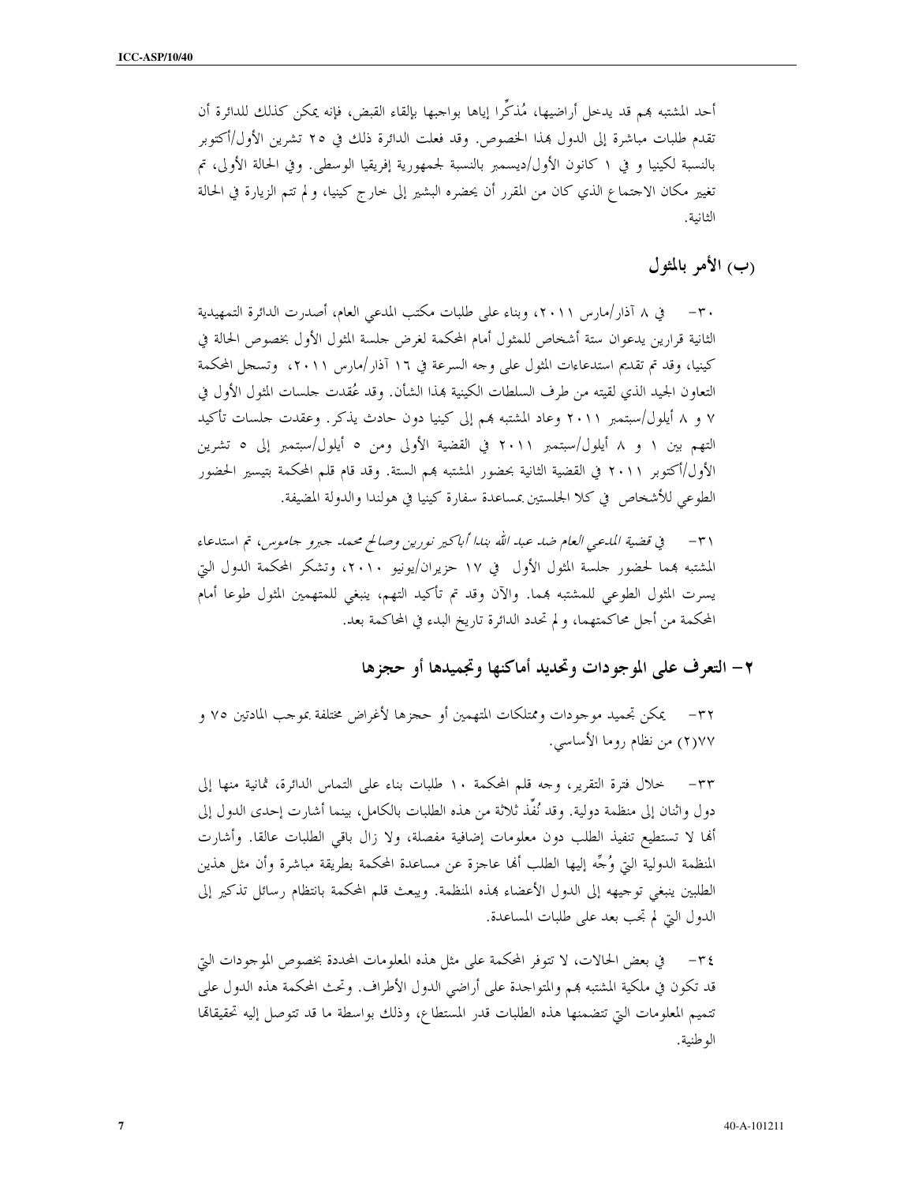أحد المشتبه بهم قد يدخل أراضيها، مُذكِّرا إياها بواجبها بإلقاء القبض، فإنه يمكن كذلك للدائرة أن تقدم طلبات مباشرة إلى الدول بهذا الخصوص. وقد فعلت الدائرة ذلك في ٢٥ تشرين الأول/أكتوبر بالنسبة لكينيا و في ١ كانون الأول/ديسمبر بالنسبة لجمهورية إفريقيا الوسطى. وفي الحالة الأولى، تم تغيير مكان الاجتماع الذي كان من المقرر أن يحضره البشير إلى خارج كينيا، و لم تتم الزيارة في الحالة الثانية.

### (ب) الأمر بالمثول

٣٠- في ٨ آذار/مارس ٢٠١١، وبناء على طلبات مكتب المدعي العام، أصدرت الدائرة التمهيدية الثانية قرارين يدعوان ستة أشخاص للمثول أمام المحكمة لغرض جلسة المثول الأول بخصوص الحالة في كينيا، وقد تم تقديم استدعاءات المثول على وجه السرعة في ١٦ آذار/مارس ٢٠١١، وتسجل المحكمة التعاون الجيد الذي لقيته من طرف السلطات الكينية بهذا الشأن. وقد عُقدت جلسات المثول الأول في ٧ و ٨ أيلول/سبتمبر ٢٠١١ وعاد المشتبه بهم إلى كينيا دون حادث يذكر. وعقدت جلسات تأكيد التهم بين ١ و ٨ أيلول/سبتمبر ٢٠١١ في القضية الأولى ومن ٥ أيلول/سبتمبر إلى ٥ تشرين الأول/أكتوبر ٢٠١١ في القضية الثانية بحضور المشتبه بهم الستة. وقد قام قلم المحكمة بتيسير الحضور الطوعي للأشخاص في كلا الجلستين بمساعدة سفارة كينيا في هولندا والدولة المضيفة.

٣١- في *قضية المدعي العام ضد عبد الله بندا أباكير نورين وصالح محمد جربو جاموس*، تم استدعاء المشتبه بهما لحضور جلسة المثول الأول في ١٧ حزيران/يونيو ٢٠١٠، وتشكر المحكمة الدول التي يسرت المثول الطوعي للمشتبه بهما. والآن وقد تم تأكيد التهم، ينبغي للمتهمين المثول طوعا أمام المحكمة من أجل محاكمتهما، و لم تحدد الدائرة تاريخ البدء في المحاكمة بعد.

## ٢- التعرف على الموجودات وتحديد أماكنها وتجميدها أو حجزها

٣٢- يمكن تجميد موجودات وممتلكات المتهمين أو حجزها لأغراض مختلفة بموجب المادتين ٧٥ و ٧٧(٢) من نظام روما الأساسي.

٣٣- خلال فترة التقرير، وجه قلم المحكمة ١٠ طلبات بناء على التماس الدائرة، ثمانية منها إلى دول واثنان إلى منظمة دولية. وقد نُفِّذ ثلاثة من هذه الطلبات بالكامل، بينما أشارت إحدى الدول إلى أنها لا تستطيع تنفيذ الطلب دون معلومات إضافية مفصلة، ولا زال باقي الطلبات عالقا. وأشارت المنظمة الدولية التي وُجِّه إليها الطلب أنها عاجزة عن مساعدة المحكمة بطريقة مباشرة وأن مثل هذين الطلبين ينبغي توجيهه إلى الدول الأعضاء بهذه المنظمة. ويبعث قلم المحكمة بانتظام رسائل تذكير إلى الدول التي لم تجب بعد على طلبات المساعدة.

٣٤- في بعض الحالات، لا تتوفر المحكمة على مثل هذه المعلومات المحددة بخصوص الموجودات التي قد تكون في ملكية المشتبه بهم والمتواجدة على أراضي الدول الأطراف. وتحث المحكمة هذه الدول على تتميم المعلومات التي تتضمنها هذه الطلبات قدر المستطاع، وذلك بواسطة ما قد تتوصل إليه تحقيقاتها الوطنية.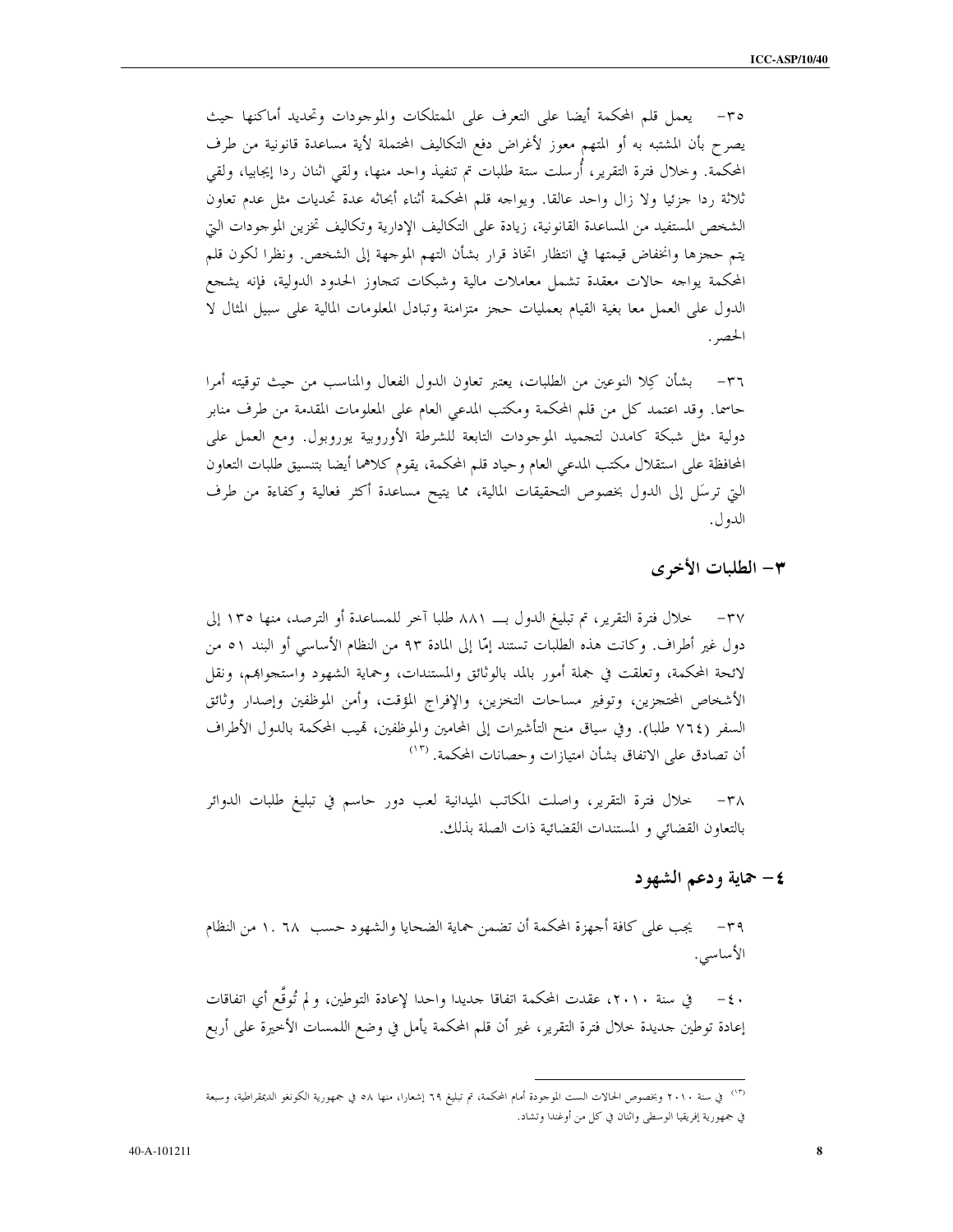٣٥- يعمل قلم المحكمة أيضا على التعرف على الممتلكات والموجودات وتحديد أماكنها حيث يصرح بأن المشتبه به أو المتهم معوز لأغراض دفع التكاليف المحتملة لأية مساعدة قانونية من طرف المحكمة. وخلال فترة التقرير، أُرسلت ستة طلبات تم تنفيذ واحد منها، ولقي اثنان ردا إيجابيا، ولقي ثلاثة ردا جزئيا ولا زال واحد عالقا. ويواجه قلم المحكمة أثناء أبحاثه عدة تحديات مثل عدم تعاون الشخص المستفيد من المساعدة القانونية، زيادة على التكاليف الإدارية وتكاليف تخزين الموجودات التي يتم حجزها وانخفاض قيمتها في انتظار اتخاذ قرار بشأن التهم الموجهة إلى الشخص. ونظرا لكون قلم المحكمة يواجه حالات معقدة تشمل معاملات مالية وشبكات تتجاوز الحدود الدولية، فإنه يشجع الدول على العمل معا بغية القيام بعمليات حجز متزامنة وتبادل المعلومات المالية على سبيل المثال لا الحصر.

٣٦- بشأن كِلا النوعين من الطلبات، يعتبر تعاون الدول الفعال والمناسب من حيث توقيته أمرا حاسما. وقد اعتمد كل من قلم المحكمة ومكتب المدعي العام على المعلومات المقدمة من طرف منابر دولية مثل شبكة كامدن لتجميد الموجودات التابعة للشرطة الأوروبية يوروبول. ومع العمل على المحافظة على استقلال مكتب المدعي العام وحياد قلم المحكمة، يقوم كلاهما أيضا بتنسيق طلبات التعاون التي ترسَل إلى الدول بخصوص التحقيقات المالية، مما يتيح مساعدة أكثر فعالية وكفاءة من طرف الدول.

## ٣- الطلبات الأخرى

٣٧- خلال فترة التقرير، تم تبليغ الدول بـــ ٨٨١ طلبا آخر للمساعدة أو الترصد، منها ١٣٥ إلى دول غير أطراف. وكانت هذه الطلبات تستند إمّا إلى المادة ٩٣ من النظام الأساسي أو البند ٥١ من لائحة المحكمة، وتعلقت في جملة أمور بالمد بالوثائق والمستندات، وحماية الشهود واستجوابهم، ونقل الأشخاص المحتجزين، وتوفير مساحات التخزين، والإفراج المؤقت، وأمن الموظفين وإصدار وثائق السفر (٧٦٤ طلبا). وفي سياق منح التأشيرات إلى المحامين والموظفين، تهيب المحكمة بالدول الأطراف أن تصادق على الاتفاق بشأن امتيازات وحصانات المحكمة.[١٣]

٣٨- خلال فترة التقرير، واصلت المكاتب الميدانية لعب دور حاسم في تبليغ طلبات الدوائر بالتعاون القضائي و المستندات القضائية ذات الصلة بذلك.

## ٤- حماية ودعم الشهود

٣٩- يجب على كافة أجهزة المحكمة أن تضمن حماية الضحايا والشهود حسب ٦٨ .١ من النظام الأساسي.

٤٠- في سنة ٢٠١٠، عقدت المحكمة اتفاقا جديدا واحدا لإعادة التوطين، و لم تُوقَّع أي اتفاقات إعادة توطين جديدة خلال فترة التقرير، غير أن قلم المحكمة يأمل في وضع اللمسات الأخيرة على أربع

---

[١٣] في سنة ٢٠١٠ وبخصوص الحالات الست الموجودة أمام المحكمة، تم تبليغ ٦٩ إشعارا، منها ٥٨ في جمهورية الكونغو الديمقراطية، وسبعة في جمهورية إفريقيا الوسطى واثنان في كل من أوغندا وتشاد.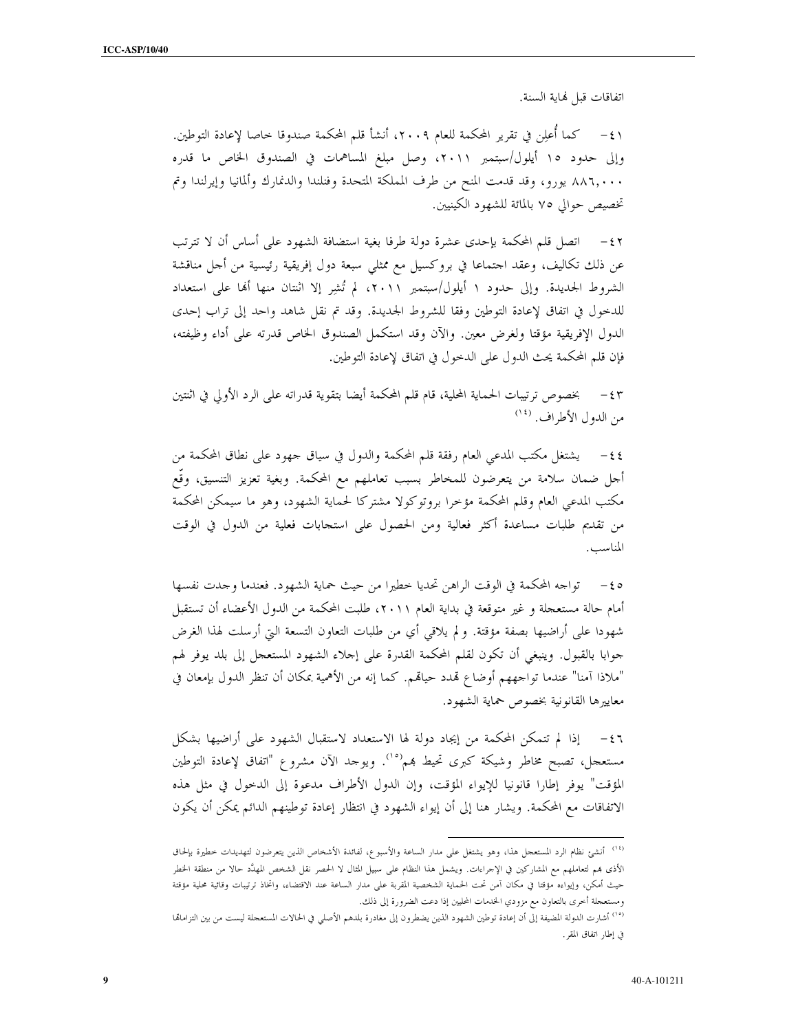اتفاقات قبل نهاية السنة.

٤١ - كما أُعلِن في تقرير المحكمة للعام ٢٠٠٩، أنشأ قلم المحكمة صندوقا خاصا لإعادة التوطين. وإلى حدود ١٥ أيلول/سبتمبر ٢٠١١، وصل مبلغ المساهمات في الصندوق الخاص ما قدره ٨٨٦,٠٠٠ يورو، وقد قدمت المنح من طرف المملكة المتحدة وفنلندا والدنمارك وألمانيا وإيرلندا وتم تخصيص حوالي ٧٥ بالمائة للشهود الكينيين.

٤٢ - اتصل قلم المحكمة بإحدى عشرة دولة طرفا بغية استضافة الشهود على أساس أن لا تترتب عن ذلك تكاليف، وعقد اجتماعا في بروكسيل مع ممثلي سبعة دول إفريقية رئيسية من أجل مناقشة الشروط الجديدة. وإلى حدود ١ أيلول/سبتمبر ٢٠١١، لم تُشِر إلا اثنتان منها أنها على استعداد للدخول في اتفاق لإعادة التوطين وفقا للشروط الجديدة. وقد تم نقل شاهد واحد إلى تراب إحدى الدول الإفريقية مؤقتا ولغرض معين. والآن وقد استكمل الصندوق الخاص قدرته على أداء وظيفته، فإن قلم المحكمة يحث الدول على الدخول في اتفاق لإعادة التوطين.

٤٣ - بخصوص ترتيبات الحماية المحلية، قام قلم المحكمة أيضا بتقوية قدراته على الرد الأولي في اثنتين من الدول الأطراف.[14]

٤٤ - يشتغل مكتب المدعي العام رفقة قلم المحكمة والدول في سياق جهود على نطاق المحكمة من أجل ضمان سلامة من يتعرضون للمخاطر بسبب تعاملهم مع المحكمة. وبغية تعزيز التنسيق، وقّع مكتب المدعي العام وقلم المحكمة مؤخرا بروتوكولا مشتركا لحماية الشهود، وهو ما سيمكن المحكمة من تقديم طلبات مساعدة أكثر فعالية ومن الحصول على استجابات فعلية من الدول في الوقت المناسب.

٤٥ - تواجه المحكمة في الوقت الراهن تحديا خطيرا من حيث حماية الشهود. فعندما وجدت نفسها أمام حالة مستعجلة و غير متوقعة في بداية العام ٢٠١١، طلبت المحكمة من الدول الأعضاء أن تستقبل شهودا على أراضيها بصفة مؤقتة. ولم يلاقي أي من طلبات التعاون التسعة التي أرسلت لهذا الغرض جوابا بالقبول. وينبغي أن تكون لقلم المحكمة القدرة على إجلاء الشهود المستعجل إلى بلد يوفر لهم "ملاذا آمنا" عندما تواجههم أوضاع تهدد حياتهم. كما إنه من الأهمية بمكان أن تنظر الدول بإمعان في معاييرها القانونية بخصوص حماية الشهود.

٤٦ - إذا لم تتمكن المحكمة من إيجاد دولة لها الاستعداد لاستقبال الشهود على أراضيها بشكل مستعجل، تصبح مخاطر وشيكة كبرى تحيط بهم[15]. ويوجد الآن مشروع "اتفاق لإعادة التوطين المؤقت" يوفر إطارا قانونيا للإيواء المؤقت، وإن الدول الأطراف مدعوة إلى الدخول في مثل هذه الاتفاقات مع المحكمة. ويشار هنا إلى أن إيواء الشهود في انتظار إعادة توطينهم الدائم يمكن أن يكون

---

[14] أنشئ نظام الرد المستعجل هذا، وهو يشتغل على مدار الساعة والأسبوع، لفائدة الأشخاص الذين يتعرضون لتهديدات خطيرة بإلحاق الأذى بهم لتعاملهم مع المشاركين في الإجراءات. ويشمل هذا النظام على سبيل المثال لا الحصر نقل الشخص المهدَّد حالا من منطقة الخطر حيث أمكن، وإيواءه مؤقتا في مكان آمن تحت الحماية الشخصية المقربة على مدار الساعة عند الاقتضاء، واتخاذ ترتيبات وقائية محلية مؤقتة ومستعجلة أخرى بالتعاون مع مزودي الخدمات المحليين إذا دعت الضرورة إلى ذلك.

[15] أشارت الدولة المضيفة إلى أن إعادة توطين الشهود الذين يضطرون إلى مغادرة بلدهم الأصلي في الحالات المستعجلة ليست من بين التزاماتها في إطار اتفاق المقر.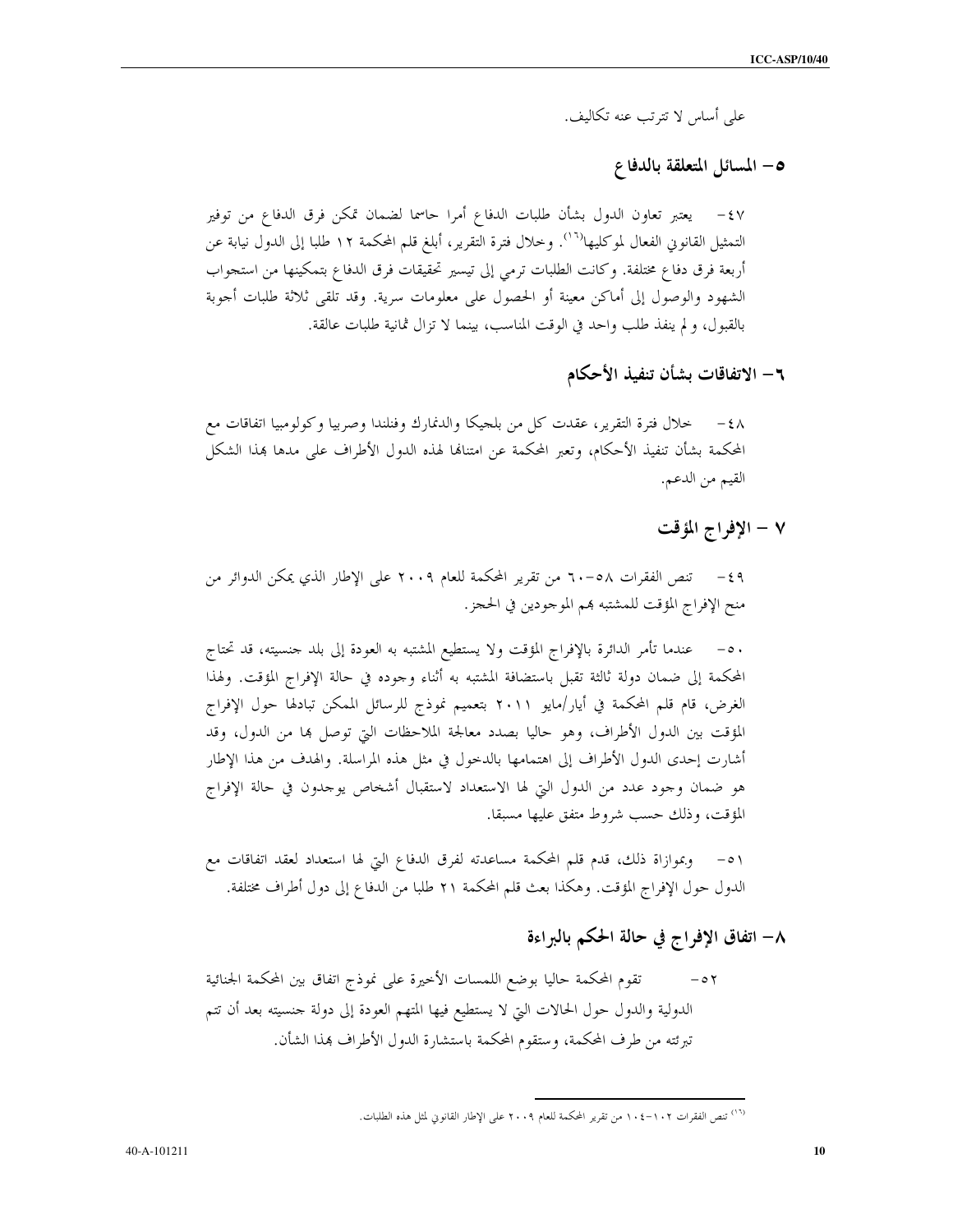على أساس لا تترتب عنه تكاليف.

## ٥- المسائل المتعلقة بالدفاع

٤٧- يعتبر تعاون الدول بشأن طلبات الدفاع أمرا حاسما لضمان تمكن فرق الدفاع من توفير التمثيل القانوني الفعال لموكليها[١٦]. وخلال فترة التقرير، أبلغ قلم المحكمة ١٢ طلبا إلى الدول نيابة عن أربعة فرق دفاع مختلفة. وكانت الطلبات ترمي إلى تيسير تحقيقات فرق الدفاع بتمكينها من استجواب الشهود والوصول إلى أماكن معينة أو الحصول على معلومات سرية. وقد تلقى ثلاثة طلبات أجوبة بالقبول، و لم ينفذ طلب واحد في الوقت المناسب، بينما لا تزال ثمانية طلبات عالقة.

## ٦- الاتفاقات بشأن تنفيذ الأحكام

٤٨- خلال فترة التقرير، عقدت كل من بلجيكا والدنمارك وفنلندا وصربيا وكولومبيا اتفاقات مع المحكمة بشأن تنفيذ الأحكام، وتعبر المحكمة عن امتنانها لهذه الدول الأطراف على مدها بهذا الشكل القيم من الدعم.

## ٧ - الإفراج المؤقت

٤٩- تنص الفقرات ٥٨-٦٠ من تقرير المحكمة للعام ٢٠٠٩ على الإطار الذي يمكن الدوائر من منح الإفراج المؤقت للمشتبه بهم الموجودين في الحجز.

٥٠- عندما تأمر الدائرة بالإفراج المؤقت ولا يستطيع المشتبه به العودة إلى بلد جنسيته، قد تحتاج المحكمة إلى ضمان دولة ثالثة تقبل باستضافة المشتبه به أثناء وجوده في حالة الإفراج المؤقت. ولهذا الغرض، قام قلم المحكمة في أيار/مايو ٢٠١١ بتعميم نموذج للرسائل الممكن تبادلها حول الإفراج المؤقت بين الدول الأطراف، وهو حاليا بصدد معالجة الملاحظات التي توصل بها من الدول، وقد أشارت إحدى الدول الأطراف إلى اهتمامها بالدخول في مثل هذه المراسلة. والهدف من هذا الإطار هو ضمان وجود عدد من الدول التي لها الاستعداد لاستقبال أشخاص يوجدون في حالة الإفراج المؤقت، وذلك حسب شروط متفق عليها مسبقا.

٥١- وبموازاة ذلك، قدم قلم المحكمة مساعدته لفرق الدفاع التي لها استعداد لعقد اتفاقات مع الدول حول الإفراج المؤقت. وهكذا بعث قلم المحكمة ٢١ طلبا من الدفاع إلى دول أطراف مختلفة.

## ٨- اتفاق الإفراج في حالة الحكم بالبراءة

٥٢- تقوم المحكمة حاليا بوضع اللمسات الأخيرة على نموذج اتفاق بين المحكمة الجنائية الدولية والدول حول الحالات التي لا يستطيع فيها المتهم العودة إلى دولة جنسيته بعد أن تتم تبرئته من طرف المحكمة، وستقوم المحكمة باستشارة الدول الأطراف بهذا الشأن.

---

[١٦] تنص الفقرات ١٠٢-١٠٤ من تقرير المحكمة للعام ٢٠٠٩ على الإطار القانوني لمثل هذه الطلبات.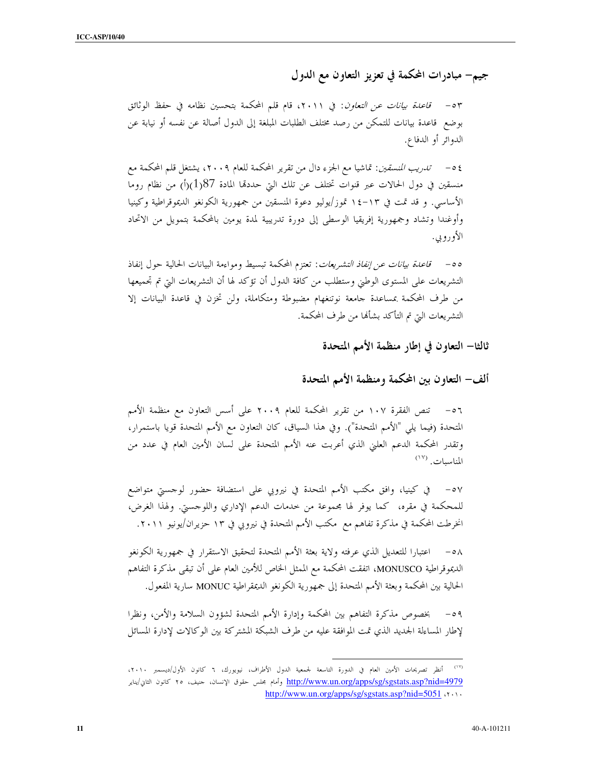## جيم– مبادرات المحكمة في تعزيز التعاون مع الدول

٥٣– *قاعدة بيانات عن التعاون*: في ٢٠١١، قام قلم المحكمة بتحسين نظامه في حفظ الوثائق بوضع قاعدة بيانات للتمكن من رصد مختلف الطلبات المبلغة إلى الدول أصالة عن نفسه أو نيابة عن الدوائر أو الدفاع.

٥٤– *تدريب المنسقين*: تماشيا مع الجزء دال من تقرير المحكمة للعام ٢٠٠٩، يشتغل قلم المحكمة مع منسقين في دول الحالات عبر قنوات تختلف عن تلك التي حددتها المادة 87(1)(أ) من نظام روما الأساسي. و قد تمت في ١٣-١٤ تموز/يوليو دعوة المنسقين من جمهورية الكونغو الديموقراطية وكينيا وأوغندا وتشاد وجمهورية إفريقيا الوسطى إلى دورة تدريبية لمدة يومين بالمحكمة بتمويل من الاتحاد الأوروبي.

٥٥– *قاعدة بيانات عن إنفاذ التشريعات*: تعتزم المحكمة تبسيط ومواءمة البيانات الحالية حول إنفاذ التشريعات على المستوى الوطني وستطلب من كافة الدول أن تؤكد لها أن التشريعات التي تم تجميعها من طرف المحكمة بمساعدة جامعة نوتنغهام مضبوطة ومتكاملة، ولن تخزن في قاعدة البيانات إلا التشريعات التي تم التأكد بشأنها من طرف المحكمة.

# ثالثا– التعاون في إطار منظمة الأمم المتحدة

## ألف– التعاون بين المحكمة ومنظمة الأمم المتحدة

٥٦– تنص الفقرة ١٠٧ من تقرير المحكمة للعام ٢٠٠٩ على أسس التعاون مع منظمة الأمم المتحدة (فيما يلي "الأمم المتحدة"). وفي هذا السياق، كان التعاون مع الأمم المتحدة قويا باستمرار، وتقدر المحكمة الدعم العلني الذي أعربت عنه الأمم المتحدة على لسان الأمين العام في عدد من المناسبات.[١٧]

٥٧– في كينيا، وافق مكتب الأمم المتحدة في نيروبي على استضافة حضور لوجستي متواضع للمحكمة في مقره، كما يوفر لها مجموعة من خدمات الدعم الإداري واللوجستي. ولهذا الغرض، انخرطت المحكمة في مذكرة تفاهم مع مكتب الأمم المتحدة في نيروبي في ١٣ حزيران/يونيو ٢٠١١.

٥٨– اعتبارا للتعديل الذي عرفته ولاية بعثة الأمم المتحدة لتحقيق الاستقرار في جمهورية الكونغو الديموقراطية MONUSCO، اتفقت المحكمة مع الممثل الخاص للأمين العام على أن تبقى مذكرة التفاهم الحالية بين المحكمة وبعثة الأمم المتحدة إلى جمهورية الكونغو الديمقراطية MONUC سارية المفعول.

٥٩– بخصوص مذكرة التفاهم بين المحكمة وإدارة الأمم المتحدة لشؤون السلامة والأمن، ونظرا لإطار المساءلة الجديد الذي تمت الموافقة عليه من طرف الشبكة المشتركة بين الوكالات لإدارة المسائل

---

[١٧] أنظر تصريحات الأمين العام في الدورة التاسعة لجمعية الدول الأطراف، نيويورك، ٦ كانون الأول/ديسمبر ٢٠١٠، http://www.un.org/apps/sg/sgstats.asp?nid=4979 وأمام مجلس حقوق الإنسان، جنيف، ٢٥ كانون الثاني/يناير ٢٠١٠، http://www.un.org/apps/sg/sgstats.asp?nid=5051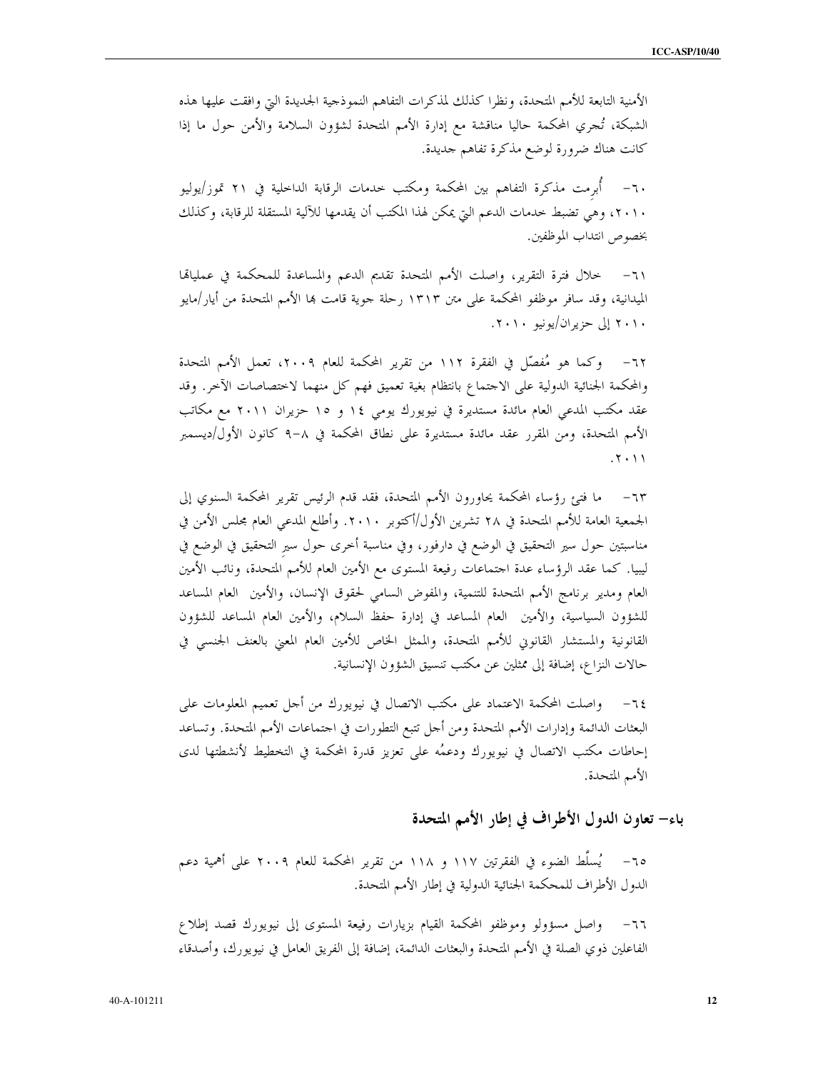الأمنية التابعة للأمم المتحدة، ونظرا كذلك لمذكرات التفاهم النموذجية الجديدة التي وافقت عليها هذه الشبكة، تُجري المحكمة حاليا مناقشة مع إدارة الأمم المتحدة لشؤون السلامة والأمن حول ما إذا كانت هناك ضرورة لوضع مذكرة تفاهم جديدة.

٦٠- أُبرِمت مذكرة التفاهم بين المحكمة ومكتب خدمات الرقابة الداخلية في ٢١ تموز/يوليو ٢٠١٠، وهي تضبط خدمات الدعم التي يمكن لهذا المكتب أن يقدمها للآلية المستقلة للرقابة، وكذلك بخصوص انتداب الموظفين.

٦١- خلال فترة التقرير، واصلت الأمم المتحدة تقديم الدعم والمساعدة للمحكمة في عملياتها الميدانية، وقد سافر موظفو المحكمة على متن ١٣١٣ رحلة جوية قامت بها الأمم المتحدة من أيار/مايو ٢٠١٠ إلى حزيران/يونيو ٢٠١٠.

٦٢- وكما هو مُفصّل في الفقرة ١١٢ من تقرير المحكمة للعام ٢٠٠٩، تعمل الأمم المتحدة والمحكمة الجنائية الدولية على الاجتماع بانتظام بغية تعميق فهم كل منهما لاختصاصات الآخر. وقد عقد مكتب المدعي العام مائدة مستديرة في نيويورك يومي ١٤ و ١٥ حزيران ٢٠١١ مع مكاتب الأمم المتحدة، ومن المقرر عقد مائدة مستديرة على نطاق المحكمة في ٨-٩ كانون الأول/ديسمبر ٢٠١١.

٦٣- ما فتئ رؤساء المحكمة يحاورون الأمم المتحدة، فقد قدم الرئيس تقرير المحكمة السنوي إلى الجمعية العامة للأمم المتحدة في ٢٨ تشرين الأول/أكتوبر ٢٠١٠. وأطلع المدعي العام مجلس الأمن في مناسبتين حول سير التحقيق في الوضع في دارفور، وفي مناسبة أخرى حول سير التحقيق في الوضع في ليبيا. كما عقد الرؤساء عدة اجتماعات رفيعة المستوى مع الأمين العام للأمم المتحدة، ونائب الأمين العام ومدير برنامج الأمم المتحدة للتنمية، والمفوض السامي لحقوق الإنسان، والأمين العام المساعد للشؤون السياسية، والأمين العام المساعد في إدارة حفظ السلام، والأمين العام المساعد للشؤون القانونية والمستشار القانوني للأمم المتحدة، والممثل الخاص للأمين العام المعني بالعنف الجنسي في حالات النزاع، إضافة إلى ممثلين عن مكتب تنسيق الشؤون الإنسانية.

٦٤- وواصلت المحكمة الاعتماد على مكتب الاتصال في نيويورك من أجل تعميم المعلومات على البعثات الدائمة وإدارات الأمم المتحدة ومن أجل تتبع التطورات في اجتماعات الأمم المتحدة. وتساعد إحاطات مكتب الاتصال في نيويورك ودعمُه على تعزيز قدرة المحكمة في التخطيط لأنشطتها لدى الأمم المتحدة.

## باء- تعاون الدول الأطراف في إطار الأمم المتحدة

٦٥- يُسلَّط الضوء في الفقرتين ١١٧ و ١١٨ من تقرير المحكمة للعام ٢٠٠٩ على أهمية دعم الدول الأطراف للمحكمة الجنائية الدولية في إطار الأمم المتحدة.

٦٦- وواصل مسؤولو وموظفو المحكمة القيام بزيارات رفيعة المستوى إلى نيويورك قصد إطلاع الفاعلين ذوي الصلة في الأمم المتحدة والبعثات الدائمة، إضافة إلى الفريق العامل في نيويورك، وأصدقاء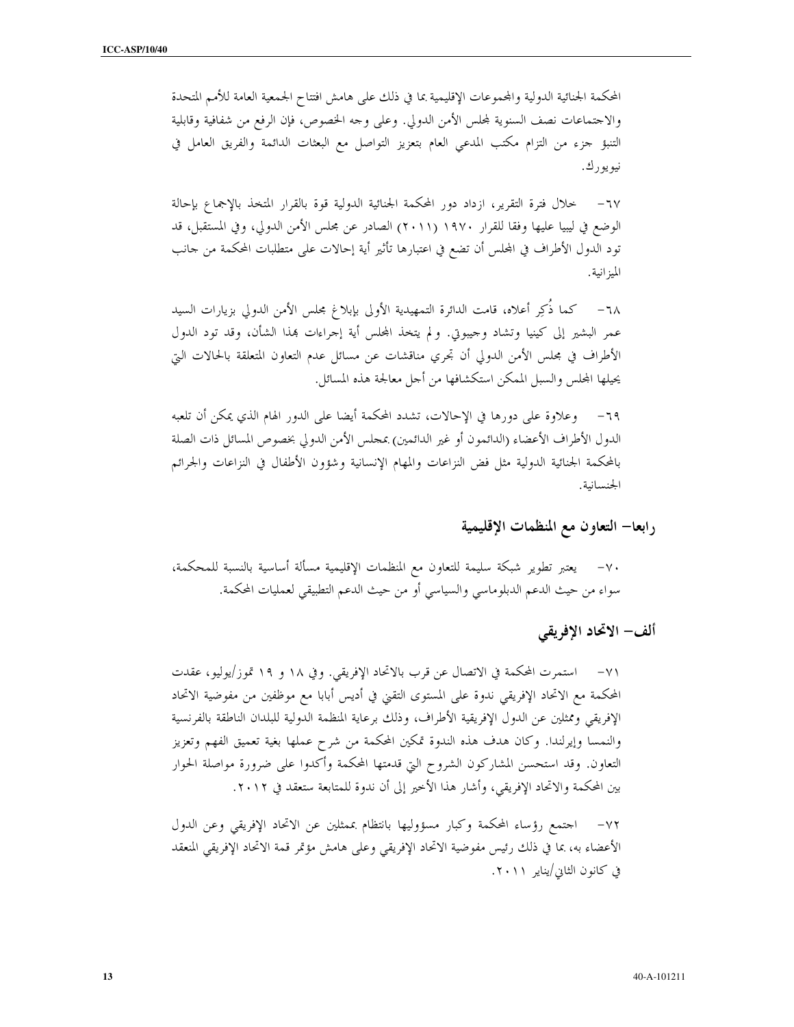المحكمة الجنائية الدولية والمجموعات الإقليمية بما في ذلك على هامش افتتاح الجمعية العامة للأمم المتحدة والاجتماعات نصف السنوية لمجلس الأمن الدولي. وعلى وجه الخصوص، فإن الرفع من شفافية وقابلية التنبؤ جزء من التزام مكتب المدعي العام بتعزيز التواصل مع البعثات الدائمة والفريق العامل في نيويورك.

٦٧- خلال فترة التقرير، ازداد دور المحكمة الجنائية الدولية قوة بالقرار المتخذ بالإجماع بإحالة الوضع في ليبيا عليها وفقا للقرار ١٩٧٠ (٢٠١١) الصادر عن مجلس الأمن الدولي، وفي المستقبل، قد تود الدول الأطراف في المجلس أن تضع في اعتبارها تأثير أية إحالات على متطلبات المحكمة من جانب الميزانية.

٦٨- كما ذُكِر أعلاه، قامت الدائرة التمهيدية الأولى بإبلاغ مجلس الأمن الدولي بزيارات السيد عمر البشير إلى كينيا وتشاد وجيبوتي. ولم يتخذ المجلس أية إجراءات بهذا الشأن، وقد تود الدول الأطراف في مجلس الأمن الدولي أن تجري مناقشات عن مسائل عدم التعاون المتعلقة بالحالات التي يحيلها المجلس والسبل الممكن استكشافها من أجل معالجة هذه المسائل.

٦٩- وعلاوة على دورها في الإحالات، تشدد المحكمة أيضا على الدور الهام الذي يمكن أن تلعبه الدول الأطراف الأعضاء (الدائمون أو غير الدائمين) بمجلس الأمن الدولي بخصوص المسائل ذات الصلة بالمحكمة الجنائية الدولية مثل فض النزاعات والمهام الإنسانية وشؤون الأطفال في النزاعات والجرائم الجنسانية.

## رابعا- التعاون مع المنظمات الإقليمية

٧٠- يعتبر تطوير شبكة سليمة للتعاون مع المنظمات الإقليمية مسألة أساسية بالنسبة للمحكمة، سواء من حيث الدعم الدبلوماسي والسياسي أو من حيث الدعم التطبيقي لعمليات المحكمة.

### ألف- الاتحاد الإفريقي

٧١- استمرت المحكمة في الاتصال عن قرب بالاتحاد الإفريقي. وفي ١٨ و ١٩ تموز/يوليو، عقدت المحكمة مع الاتحاد الإفريقي ندوة على المستوى التقني في أديس أبابا مع موظفين من مفوضية الاتحاد الإفريقي وممثلين عن الدول الإفريقية الأطراف، وذلك برعاية المنظمة الدولية للبلدان الناطقة بالفرنسية والنمسا وإيرلندا. وكان هدف هذه الندوة تمكين المحكمة من شرح عملها بغية تعميق الفهم وتعزيز التعاون. وقد استحسن المشاركون الشروح التي قدمتها المحكمة وأكدوا على ضرورة مواصلة الحوار بين المحكمة والاتحاد الإفريقي، وأشار هذا الأخير إلى أن ندوة للمتابعة ستعقد في ٢٠١٢.

٧٢- اجتمع رؤساء المحكمة وكبار مسؤوليها بانتظام بممثلين عن الاتحاد الإفريقي وعن الدول الأعضاء به، بما في ذلك رئيس مفوضية الاتحاد الإفريقي وعلى هامش مؤتمر قمة الاتحاد الإفريقي المنعقد في كانون الثاني/يناير ٢٠١١.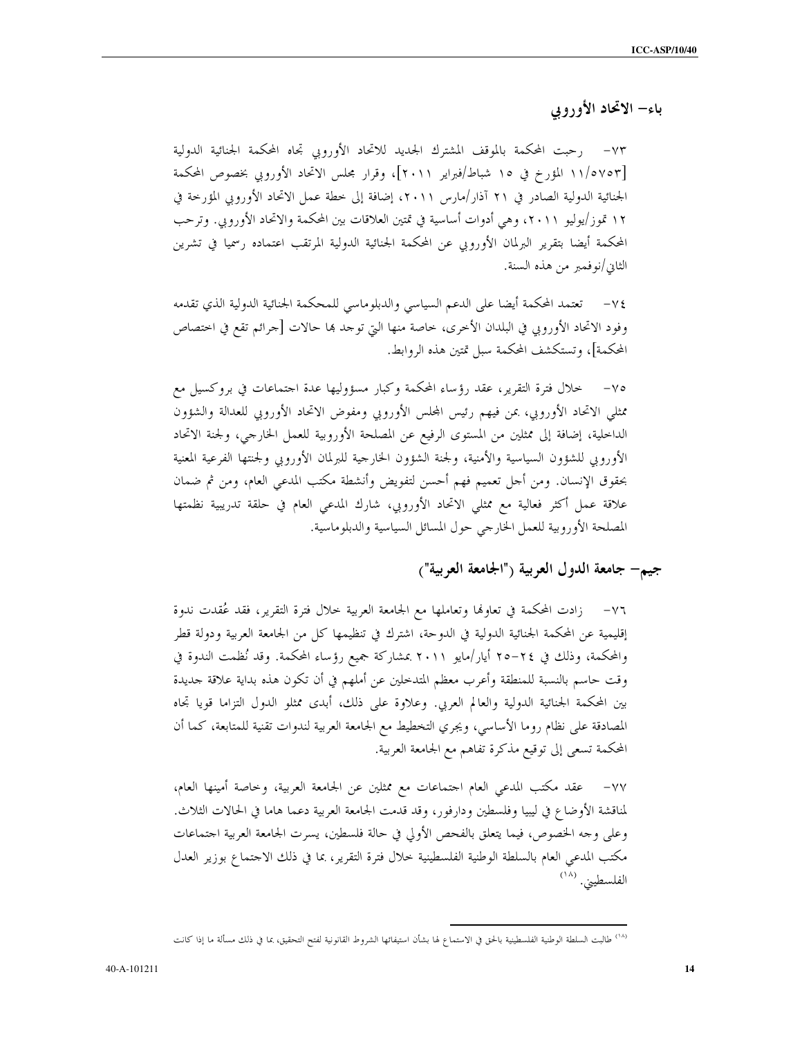## باء- الاتحاد الأوروبي

٧٣- رحبت المحكمة بالموقف المشترك الجديد للاتحاد الأوروبي تجاه المحكمة الجنائية الدولية [١١/٥٧٥٣ المؤرخ في ١٥ شباط/فبراير ٢٠١١]، وقرار مجلس الاتحاد الأوروبي بخصوص المحكمة الجنائية الدولية الصادر في ٢١ آذار/مارس ٢٠١١، إضافة إلى خطة عمل الاتحاد الأوروبي المؤرخة في ١٢ تموز/يوليو ٢٠١١، وهي أدوات أساسية في تمتين العلاقات بين المحكمة والاتحاد الأوروبي. وترحب المحكمة أيضا بتقرير البرلمان الأوروبي عن المحكمة الجنائية الدولية المرتقب اعتماده رسميا في تشرين الثاني/نوفمبر من هذه السنة.

٧٤- تعتمد المحكمة أيضا على الدعم السياسي والدبلوماسي للمحكمة الجنائية الدولية الذي تقدمه وفود الاتحاد الأوروبي في البلدان الأخرى، خاصة منها التي توجد بها حالات [جرائم تقع في اختصاص المحكمة]، وتستكشف المحكمة سبل تمتين هذه الروابط.

٧٥- خلال فترة التقرير، عقد رؤساء المحكمة وكبار مسؤوليها عدة اجتماعات في بروكسيل مع ممثلي الاتحاد الأوروبي، بمن فيهم رئيس المجلس الأوروبي ومفوض الاتحاد الأوروبي للعدالة والشؤون الداخلية، إضافة إلى ممثلين من المستوى الرفيع عن المصلحة الأوروبية للعمل الخارجي، ولجنة الاتحاد الأوروبي للشؤون السياسية والأمنية، ولجنة الشؤون الخارجية للبرلمان الأوروبي ولجنتها الفرعية المعنية بحقوق الإنسان. ومن أجل تعميم فهم أحسن لتفويض وأنشطة مكتب المدعي العام، ومن ثم ضمان علاقة عمل أكثر فعالية مع ممثلي الاتحاد الأوروبي، شارك المدعي العام في حلقة تدريبية نظمتها المصلحة الأوروبية للعمل الخارجي حول المسائل السياسية والدبلوماسية.

## جيم- جامعة الدول العربية ("الجامعة العربية")

٧٦- زادت المحكمة في تعاونها وتعاملها مع الجامعة العربية خلال فترة التقرير، فقد عُقدت ندوة إقليمية عن المحكمة الجنائية الدولية في الدوحة، اشترك في تنظيمها كل من الجامعة العربية ودولة قطر والمحكمة، وذلك في ٢٤-٢٥ أيار/مايو ٢٠١١ بمشاركة جميع رؤساء المحكمة. وقد نُظمت الندوة في وقت حاسم بالنسبة للمنطقة وأعرب معظم المتدخلين عن أملهم في أن تكون هذه بداية علاقة جديدة بين المحكمة الجنائية الدولية والعالم العربي. وعلاوة على ذلك، أبدى ممثلو الدول التزاما قويا تجاه المصادقة على نظام روما الأساسي، ويجري التخطيط مع الجامعة العربية لندوات تقنية للمتابعة، كما أن المحكمة تسعى إلى توقيع مذكرة تفاهم مع الجامعة العربية.

٧٧- عقد مكتب المدعي العام اجتماعات مع ممثلين عن الجامعة العربية، وخاصة أمينها العام، لمناقشة الأوضاع في ليبيا وفلسطين ودارفور، وقد قدمت الجامعة العربية دعما هاما في الحالات الثلاث. وعلى وجه الخصوص، فيما يتعلق بالفحص الأولي في حالة فلسطين، يسرت الجامعة العربية اجتماعات مكتب المدعي العام بالسلطة الوطنية الفلسطينية خلال فترة التقرير، بما في ذلك الاجتماع بوزير العدل الفلسطيني.[١٨]

---

[١٨] طالبت السلطة الوطنية الفلسطينية بالحق في الاستماع لها بشأن استيفائها الشروط القانونية لفتح التحقيق، بما في ذلك مسألة ما إذا كانت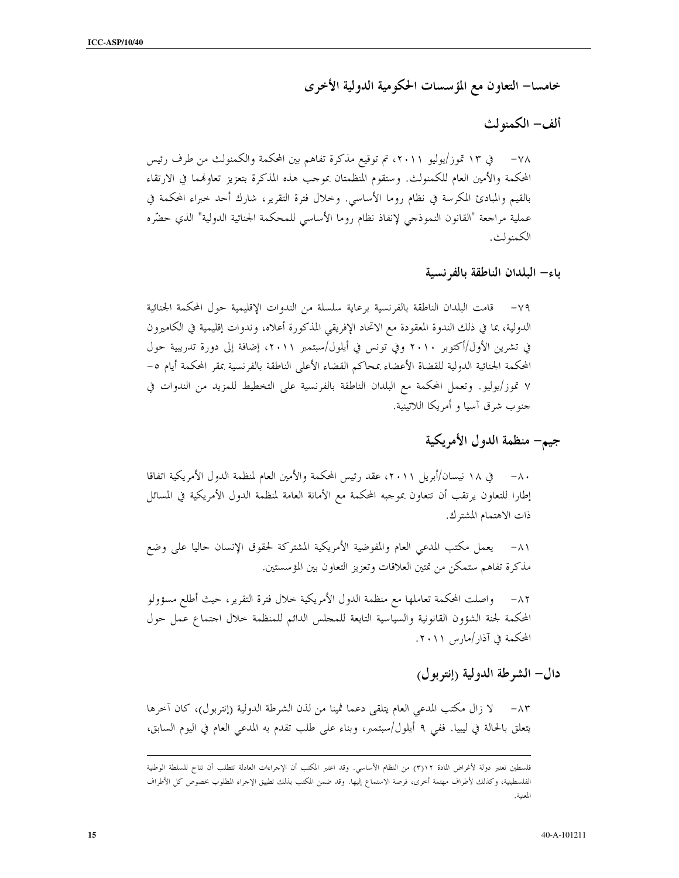## خامسا– التعاون مع المؤسسات الحكومية الدولية الأخرى

### ألف– الكمنولث

٧٨– في ١٣ تموز/يوليو ٢٠١١، تم توقيع مذكرة تفاهم بين المحكمة والكمنولث من طرف رئيس المحكمة والأمين العام للكمنولث. وستقوم المنظمتان بموجب هذه المذكرة بتعزيز تعاونهما في الارتقاء بالقيم والمبادئ المكرسة في نظام روما الأساسي. وخلال فترة التقرير، شارك أحد خبراء المحكمة في عملية مراجعة "القانون النموذجي لإنفاذ نظام روما الأساسي للمحكمة الجنائية الدولية" الذي حضّره الكمنولث.

### باء– البلدان الناطقة بالفرنسية

٧٩– قامت البلدان الناطقة بالفرنسية برعاية سلسلة من الندوات الإقليمية حول المحكمة الجنائية الدولية، بما في ذلك الندوة المعقودة مع الاتحاد الإفريقي المذكورة أعلاه، وندوات إقليمية في الكاميرون في تشرين الأول/أكتوبر ٢٠١٠ وفي تونس في أيلول/سبتمبر ٢٠١١، إضافة إلى دورة تدريبية حول المحكمة الجنائية الدولية للقضاة الأعضاء بمحاكم القضاء الأعلى الناطقة بالفرنسية بمقر المحكمة أيام ٥– ٧ تموز/يوليو. وتعمل المحكمة مع البلدان الناطقة بالفرنسية على التخطيط للمزيد من الندوات في جنوب شرق آسيا و أمريكا اللاتينية.

### جيم– منظمة الدول الأمريكية

٨٠– في ١٨ نيسان/أبريل ٢٠١١، عقد رئيس المحكمة والأمين العام لمنظمة الدول الأمريكية اتفاقا إطارا للتعاون يرتقب أن تتعاون بموجبه المحكمة مع الأمانة العامة لمنظمة الدول الأمريكية في المسائل ذات الاهتمام المشترك.

٨١– يعمل مكتب المدعي العام والمفوضية الأمريكية المشتركة لحقوق الإنسان حاليا على وضع مذكرة تفاهم ستمكن من تمتين العلاقات وتعزيز التعاون بين المؤسستين.

٨٢– واصلت المحكمة تعاملها مع منظمة الدول الأمريكية خلال فترة التقرير، حيث أطلع مسؤولو المحكمة لجنة الشؤون القانونية والسياسية التابعة للمجلس الدائم للمنظمة خلال اجتماع عمل حول المحكمة في آذار/مارس ٢٠١١.

### دال– الشرطة الدولية (إنتربول)

٨٣– لا زال مكتب المدعي العام يتلقى دعما ثمينا من لدن الشرطة الدولية (إنتربول)، كان آخرها يتعلق بالحالة في ليبيا. ففي ٩ أيلول/سبتمبر، وبناء على طلب تقدم به المدعي العام في اليوم السابق،

---

فلسطين تعتبر دولة لأغراض المادة ١٢(٣) من النظام الأساسي. وقد اعتبر المكتب أن الإجراءات العادلة تتطلب أن تتاح للسلطة الوطنية الفلسطينية، وكذلك لأطراف مهتمة أخرى، فرصة الاستماع إليها. وقد ضمن المكتب بذلك تطبيق الإجراء المطلوب بخصوص كل الأطراف المعنية.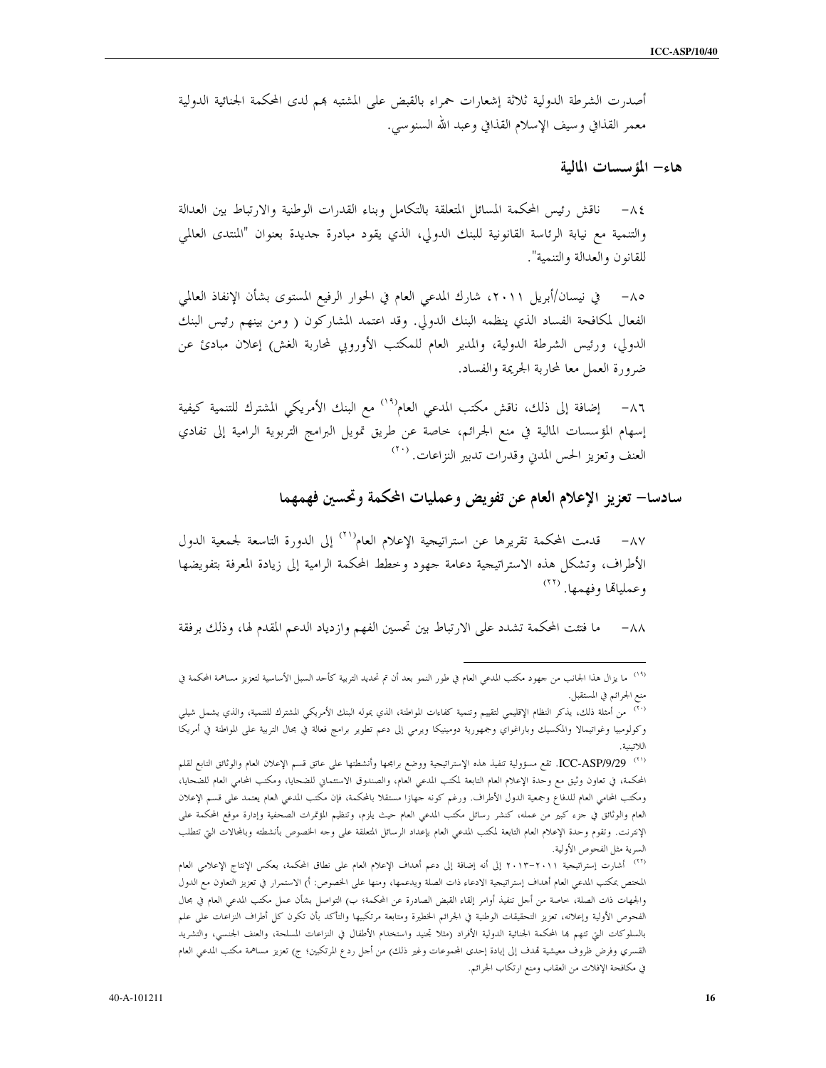أصدرت الشرطة الدولية ثلاثة إشعارات حمراء بالقبض على المشتبه بهم لدى المحكمة الجنائية الدولية معمر القذافي وسيف الإسلام القذافي وعبد الله السنوسي.

## هاء- المؤسسات المالية

٨٤- ناقش رئيس المحكمة المسائل المتعلقة بالتكامل وبناء القدرات الوطنية والارتباط بين العدالة والتنمية مع نيابة الرئاسة القانونية للبنك الدولي، الذي يقود مبادرة جديدة بعنوان "المنتدى العالمي للقانون والعدالة والتنمية".

٨٥- في نيسان/أبريل ٢٠١١، شارك المدعي العام في الحوار الرفيع المستوى بشأن الإنفاذ العالمي الفعال لمكافحة الفساد الذي ينظمه البنك الدولي. وقد اعتمد المشاركون ( ومن بينهم رئيس البنك الدولي، ورئيس الشرطة الدولية، والمدير العام للمكتب الأوروبي لمحاربة الغش) إعلان مبادئ عن ضرورة العمل معا لمحاربة الجريمة والفساد.

٨٦- إضافة إلى ذلك، ناقش مكتب المدعي العام[١٩] مع البنك الأمريكي المشترك للتنمية كيفية إسهام المؤسسات المالية في منع الجرائم، خاصة عن طريق تمويل البرامج التربوية الرامية إلى تفادي العنف وتعزيز الحس المدني وقدرات تدبير النزاعات.[٢٠]

## سادسا- تعزيز الإعلام العام عن تفويض وعمليات المحكمة وتحسين فهمهما

٨٧- قدمت المحكمة تقريرها عن استراتيجية الإعلام العام[٢١] إلى الدورة التاسعة لجمعية الدول الأطراف، وتشكل هذه الاستراتيجية دعامة جهود وخطط المحكمة الرامية إلى زيادة المعرفة بتفويضها وعملياتها وفهمها.[٢٢]

٨٨- ما فتئت المحكمة تشدد على الارتباط بين تحسين الفهم وازدياد الدعم المقدم لها، وذلك برفقة

---

[١٩] ما يزال هذا الجانب من جهود مكتب المدعي العام في طور النمو بعد أن تم تحديد التربية كأحد السبل الأساسية لتعزيز مساهمة المحكمة في منع الجرائم في المستقبل.

[٢٠] من أمثلة ذلك، يذكر النظام الإقليمي لتقييم وتنمية كفاءات المواطنة، الذي يموله البنك الأمريكي المشترك للتنمية، والذي يشمل شيلي وكولومبيا وغواتيمالا والمكسيك وباراغواي وجمهورية دومينيكا ويرمي إلى دعم تطوير برامج فعالة في مجال التربية على المواطنة في أمريكا اللاتينية.

[٢١] ICC-ASP/9/29. تقع مسؤولية تنفيذ هذه الإستراتيجية ووضع برامجها وأنشطتها على عاتق قسم الإعلان العام والوثائق التابع لقلم المحكمة، في تعاون وثيق مع وحدة الإعلام العام التابعة لمكتب المدعي العام، والصندوق الاستئماني للضحايا، ومكتب المحامي العام للضحايا، ومكتب المحامي العام للدفاع وجمعية الدول الأطراف. ورغم كونه جهازا مستقلا بالمحكمة، فإن مكتب المدعي العام يعتمد على قسم الإعلان العام والوثائق في جزء كبير من عمله، كنشر رسائل مكتب المدعي العام حيث يلزم، وتنظيم المؤتمرات الصحفية وإدارة موقع المحكمة على الإنترنت. وتقوم وحدة الإعلام العام التابعة لمكتب المدعي العام بإعداد الرسائل المتعلقة على وجه الخصوص بأنشطته وبالمجالات التي تتطلب السرية مثل الفحوص الأولية.

[٢٢] أشارت إستراتيجية ٢٠١١-٢٠١٣ إلى أنه إضافة إلى دعم أهداف الإعلام العام على نطاق المحكمة، يعكس الإنتاج الإعلامي العام المختص بمكتب المدعي العام أهداف إستراتيجية الادعاء ذات الصلة ويدعمها، ومنها على الخصوص: أ) الاستمرار في تعزيز التعاون مع الدول والجهات ذات الصلة، خاصة من أجل تنفيذ أوامر إلقاء القبض الصادرة عن المحكمة؛ ب) التواصل بشأن عمل مكتب المدعي العام في مجال الفحوص الأولية وإعلانه، تعزيز التحقيقات الوطنية في الجرائم الخطيرة ومتابعة مرتكبيها والتأكد بأن تكون كل أطراف النزاعات على علم بالسلوكات التي تتهم بها المحكمة الجنائية الدولية الأفراد (مثلا تجنيد واستخدام الأطفال في النزاعات المسلحة، والعنف الجنسي، والتشريد القسري وفرض ظروف معيشية تهدف إلى إبادة إحدى المجموعات وغير ذلك) من أجل ردع المرتكبين؛ ج) تعزيز مساهمة مكتب المدعي العام في مكافحة الإفلات من العقاب ومنع ارتكاب الجرائم.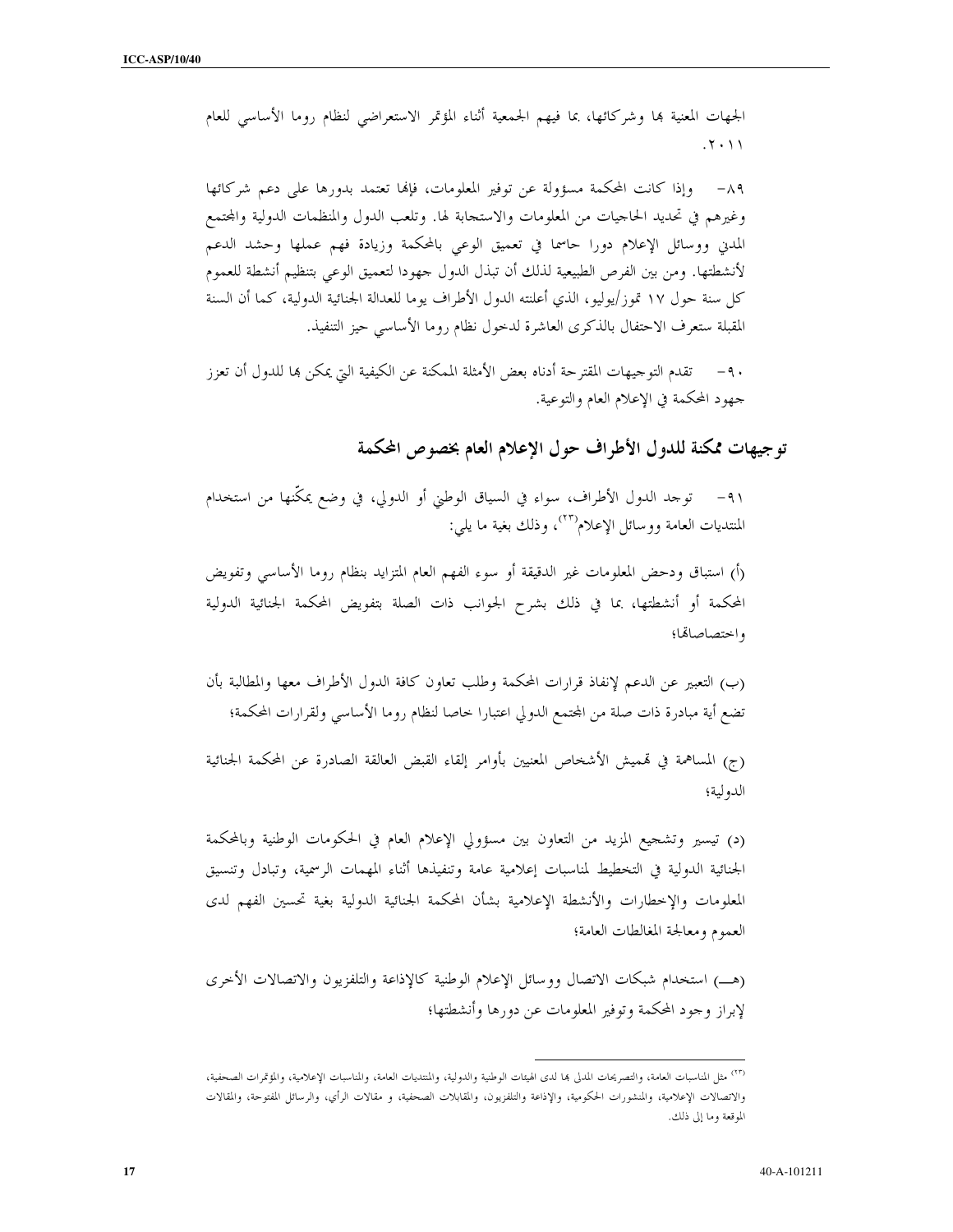الجهات المعنية بها وشركائها، بما فيهم الجمعية أثناء المؤتمر الاستعراضي لنظام روما الأساسي للعام ٢٠١١.

٨٩- وإذا كانت المحكمة مسؤولة عن توفير المعلومات، فإنها تعتمد بدورها على دعم شركائها وغيرهم في تحديد الحاجيات من المعلومات والاستجابة لها. وتلعب الدول والمنظمات الدولية والمجتمع المدني ووسائل الإعلام دورا حاسما في تعميق الوعي بالمحكمة وزيادة فهم عملها وحشد الدعم لأنشطتها. ومن بين الفرص الطبيعية لذلك أن تبذل الدول جهودا لتعميق الوعي بتنظيم أنشطة للعموم كل سنة حول ١٧ تموز/يوليو، الذي أعلنته الدول الأطراف يوما للعدالة الجنائية الدولية، كما أن السنة المقبلة ستعرف الاحتفال بالذكرى العاشرة لدخول نظام روما الأساسي حيز التنفيذ.

٩٠- تقدم التوجيهات المقترحة أدناه بعض الأمثلة الممكنة عن الكيفية التي يمكن بها للدول أن تعزز جهود المحكمة في الإعلام العام والتوعية.

## توجيهات ممكنة للدول الأطراف حول الإعلام العام بخصوص المحكمة

٩١- توجد الدول الأطراف، سواء في السياق الوطني أو الدولي، في وضع يمكّنها من استخدام المنتديات العامة ووسائل الإعلام[٢٣]، وذلك بغية ما يلي:

(أ) استباق ودحض المعلومات غير الدقيقة أو سوء الفهم العام المتزايد بنظام روما الأساسي وتفويض المحكمة أو أنشطتها، بما في ذلك بشرح الجوانب ذات الصلة بتفويض المحكمة الجنائية الدولية واختصاصاتها؛

(ب) التعبير عن الدعم لإنفاذ قرارات المحكمة وطلب تعاون كافة الدول الأطراف معها والمطالبة بأن تضع أية مبادرة ذات صلة من المجتمع الدولي اعتبارا خاصا لنظام روما الأساسي ولقرارات المحكمة؛

(ج) المساهمة في تهميش الأشخاص المعنيين بأوامر إلقاء القبض العالقة الصادرة عن المحكمة الجنائية الدولية؛

(د) تيسير وتشجيع المزيد من التعاون بين مسؤولي الإعلام العام في الحكومات الوطنية وبالمحكمة الجنائية الدولية في التخطيط لمناسبات إعلامية عامة وتنفيذها أثناء المهمات الرسمية، وتبادل وتنسيق المعلومات والإخطارات والأنشطة الإعلامية بشأن المحكمة الجنائية الدولية بغية تحسين الفهم لدى العموم ومعالجة المغالطات العامة؛

(هـ) استخدام شبكات الاتصال ووسائل الإعلام الوطنية كالإذاعة والتلفزيون والاتصالات الأخرى لإبراز وجود المحكمة وتوفير المعلومات عن دورها وأنشطتها؛

---

[٢٣] مثل المناسبات العامة، والتصريحات المدلى بها لدى الهيئات الوطنية والدولية، والمنتديات العامة، والمناسبات الإعلامية، والمؤتمرات الصحفية، والاتصالات الإعلامية، والمنشورات الحكومية، والإذاعة والتلفزيون، والمقابلات الصحفية، و مقالات الرأي، والرسائل المفتوحة، والمقالات الموقعة وما إلى ذلك.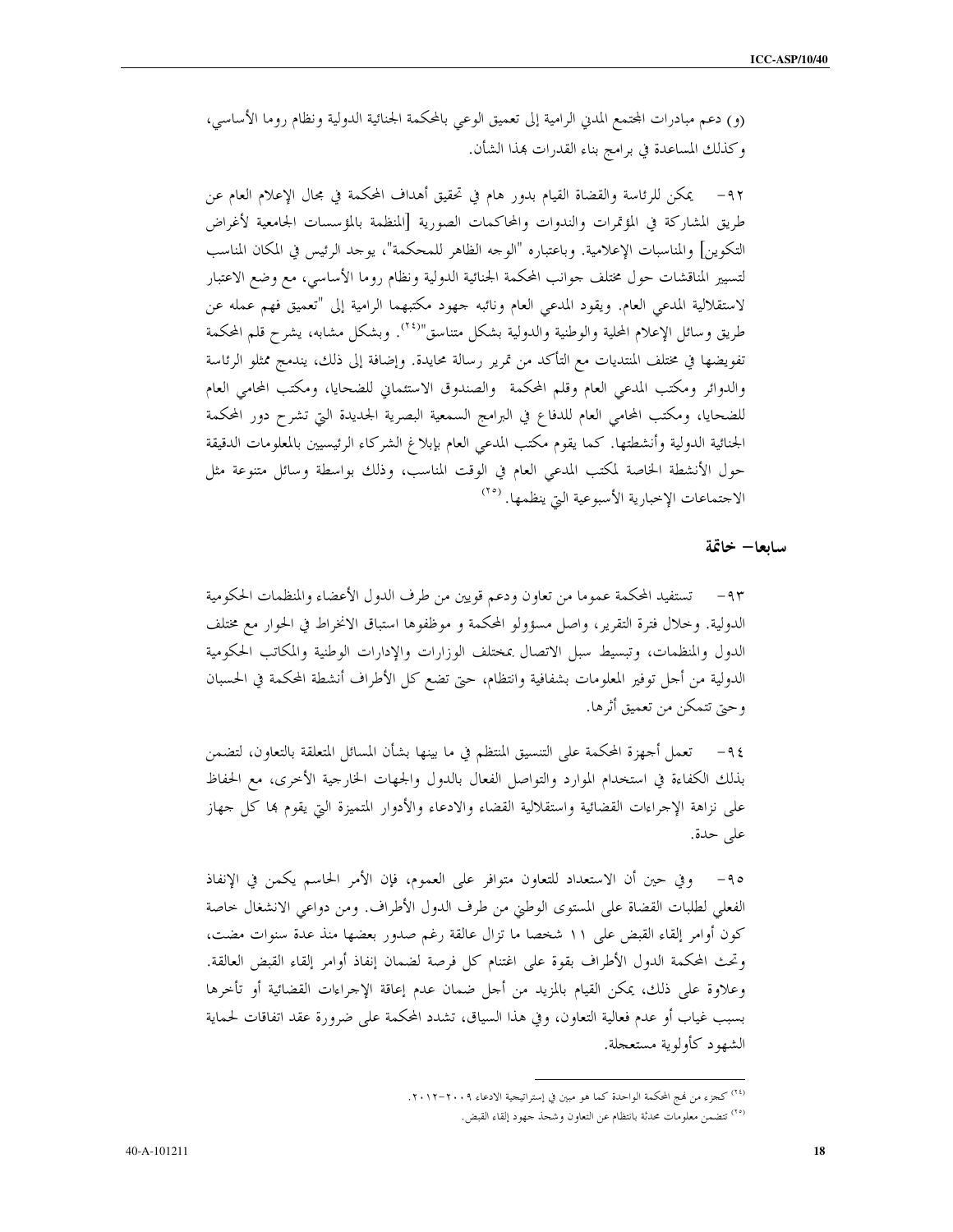(و) دعم مبادرات المجتمع المدني الرامية إلى تعميق الوعي بالمحكمة الجنائية الدولية ونظام روما الأساسي، وكذلك المساعدة في برامج بناء القدرات بهذا الشأن.

٩٢- يمكن للرئاسة والقضاة القيام بدور هام في تحقيق أهداف المحكمة في مجال الإعلام العام عن طريق المشاركة في المؤتمرات والندوات والمحاكمات الصورية [المنظمة بالمؤسسات الجامعية لأغراض التكوين] والمناسبات الإعلامية. وباعتباره "الوجه الظاهر للمحكمة"، يوجد الرئيس في المكان المناسب لتسيير المناقشات حول مختلف جوانب المحكمة الجنائية الدولية ونظام روما الأساسي، مع وضع الاعتبار لاستقلالية المدعي العام. ويقود المدعي العام ونائبه جهود مكتبهما الرامية إلى "تعميق فهم عمله عن طريق وسائل الإعلام المحلية والوطنية والدولية بشكل متناسق"[٢٤]. وبشكل مشابه، يشرح قلم المحكمة تفويضها في مختلف المنتديات مع التأكد من تمرير رسالة محايدة. وإضافة إلى ذلك، يندمج ممثلو الرئاسة والدوائر ومكتب المدعي العام وقلم المحكمة والصندوق الاستئماني للضحايا، ومكتب المحامي العام للضحايا، ومكتب المحامي العام للدفاع في البرامج السمعية البصرية الجديدة التي تشرح دور المحكمة الجنائية الدولية وأنشطتها. كما يقوم مكتب المدعي العام بإبلاغ الشركاء الرئيسيين بالمعلومات الدقيقة حول الأنشطة الخاصة لمكتب المدعي العام في الوقت المناسب، وذلك بواسطة وسائل متنوعة مثل الاجتماعات الإخبارية الأسبوعية التي ينظمها.[٢٥]

## سابعا- خاتمة

٩٣- تستفيد المحكمة عموما من تعاون ودعم قويين من طرف الدول الأعضاء والمنظمات الحكومية الدولية. وخلال فترة التقرير، واصل مسؤولو المحكمة و موظفوها استباق الانخراط في الحوار مع مختلف الدول والمنظمات، وتبسيط سبل الاتصال بمختلف الوزارات والإدارات الوطنية والمكاتب الحكومية الدولية من أجل توفير المعلومات بشفافية وانتظام، حتى تضع كل الأطراف أنشطة المحكمة في الحسبان وحتى تتمكن من تعميق أثرها.

٩٤- تعمل أجهزة المحكمة على التنسيق المنتظم في ما بينها بشأن المسائل المتعلقة بالتعاون، لتضمن بذلك الكفاءة في استخدام الموارد والتواصل الفعال بالدول والجهات الخارجية الأخرى، مع الحفاظ على نزاهة الإجراءات القضائية واستقلالية القضاء والادعاء والأدوار المتميزة التي يقوم بها كل جهاز على حدة.

٩٥- وفي حين أن الاستعداد للتعاون متوافر على العموم، فإن الأمر الحاسم يكمن في الإنفاذ الفعلي لطلبات القضاة على المستوى الوطني من طرف الدول الأطراف. ومن دواعي الانشغال خاصة كون أوامر إلقاء القبض على ١١ شخصا ما تزال عالقة رغم صدور بعضها منذ عدة سنوات مضت، وتحث المحكمة الدول الأطراف بقوة على اغتنام كل فرصة لضمان إنفاذ أوامر إلقاء القبض العالقة. وعلاوة على ذلك، يمكن القيام بالمزيد من أجل ضمان عدم إعاقة الإجراءات القضائية أو تأخرها بسبب غياب أو عدم فعالية التعاون، وفي هذا السياق، تشدد المحكمة على ضرورة عقد اتفاقات لحماية الشهود كأولوية مستعجلة.

---

[٢٤] كجزء من نهج المحكمة الواحدة كما هو مبين في إستراتيجية الادعاء ٢٠٠٩-٢٠١٢.

[٢٥] تتضمن معلومات محدثة بانتظام عن التعاون وشحذ جهود إلقاء القبض.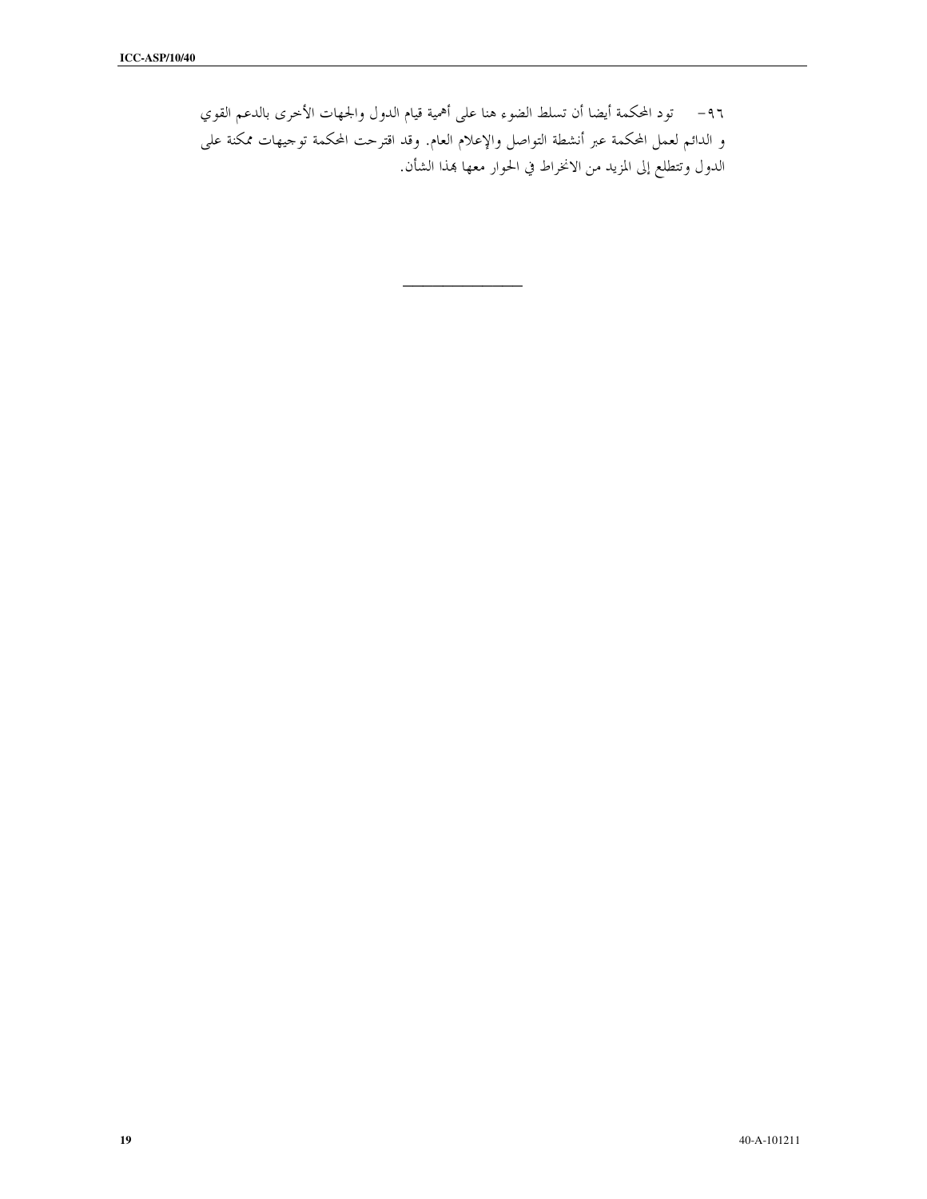٩٦- تود المحكمة أيضا أن تسلط الضوء هنا على أهمية قيام الدول والجهات الأخرى بالدعم القوي و الدائم لعمل المحكمة عبر أنشطة التواصل والإعلام العام. وقد اقترحت المحكمة توجيهات ممكنة على الدول وتتطلع إلى المزيد من الانخراط في الحوار معها بهذا الشأن.

---